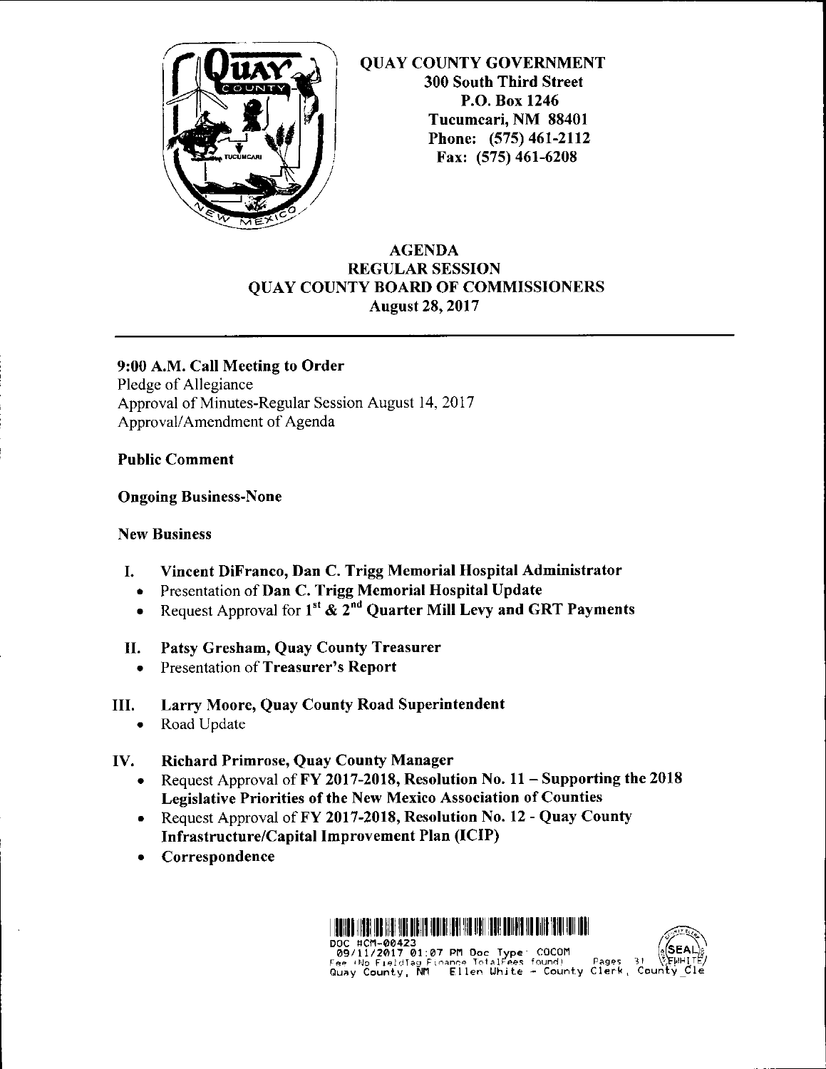QUAY COUNTY GOVERNMENT
300 South Third Street
P.O. Box 1246
Tucumcari, NM 88401
Phone: (575) 461-2112
Fax: (575) 461-6208

# AGENDA
## REGULAR SESSION
## QUAY COUNTY BOARD OF COMMISSIONERS
## August 28, 2017

---

**9:00 A.M. Call Meeting to Order**
Pledge of Allegiance
Approval of Minutes-Regular Session August 14, 2017
Approval/Amendment of Agenda

**Public Comment**

**Ongoing Business-None**

**New Business**

I. **Vincent DiFranco, Dan C. Trigg Memorial Hospital Administrator**
   - Presentation of **Dan C. Trigg Memorial Hospital Update**
   - Request Approval for **1st & 2nd Quarter Mill Levy and GRT Payments**

II. **Patsy Gresham, Quay County Treasurer**
   - Presentation of **Treasurer's Report**

III. **Larry Moore, Quay County Road Superintendent**
   - Road Update

IV. **Richard Primrose, Quay County Manager**
   - Request Approval of **FY 2017-2018, Resolution No. 11 – Supporting the 2018 Legislative Priorities of the New Mexico Association of Counties**
   - Request Approval of **FY 2017-2018, Resolution No. 12 - Quay County Infrastructure/Capital Improvement Plan (ICIP)**
   - **Correspondence**

DOC #CM-00423
09/11/2017 01:07 PM Doc Type: COCOM
Fee (No FieldTag Finance TotalFees found) Pages 31
Quay County, NM Ellen White - County Clerk, County Cle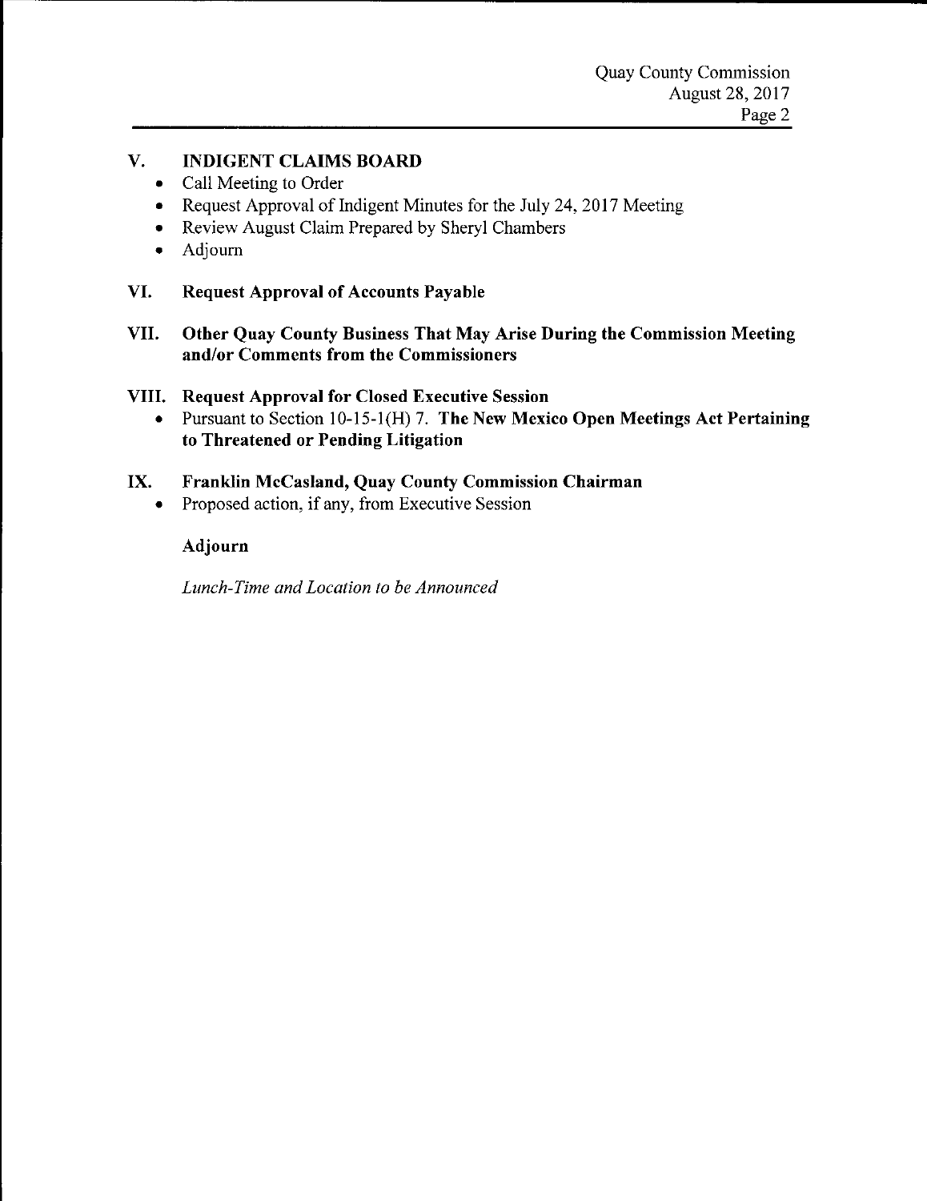## V. INDIGENT CLAIMS BOARD

- Call Meeting to Order
- Request Approval of Indigent Minutes for the July 24, 2017 Meeting
- Review August Claim Prepared by Sheryl Chambers
- Adjourn

## VI. Request Approval of Accounts Payable

## VII. Other Quay County Business That May Arise During the Commission Meeting and/or Comments from the Commissioners

## VIII. Request Approval for Closed Executive Session

- Pursuant to Section 10-15-1(H) 7. **The New Mexico Open Meetings Act Pertaining to Threatened or Pending Litigation**

## IX. Franklin McCasland, Quay County Commission Chairman

- Proposed action, if any, from Executive Session

**Adjourn**

*Lunch-Time and Location to be Announced*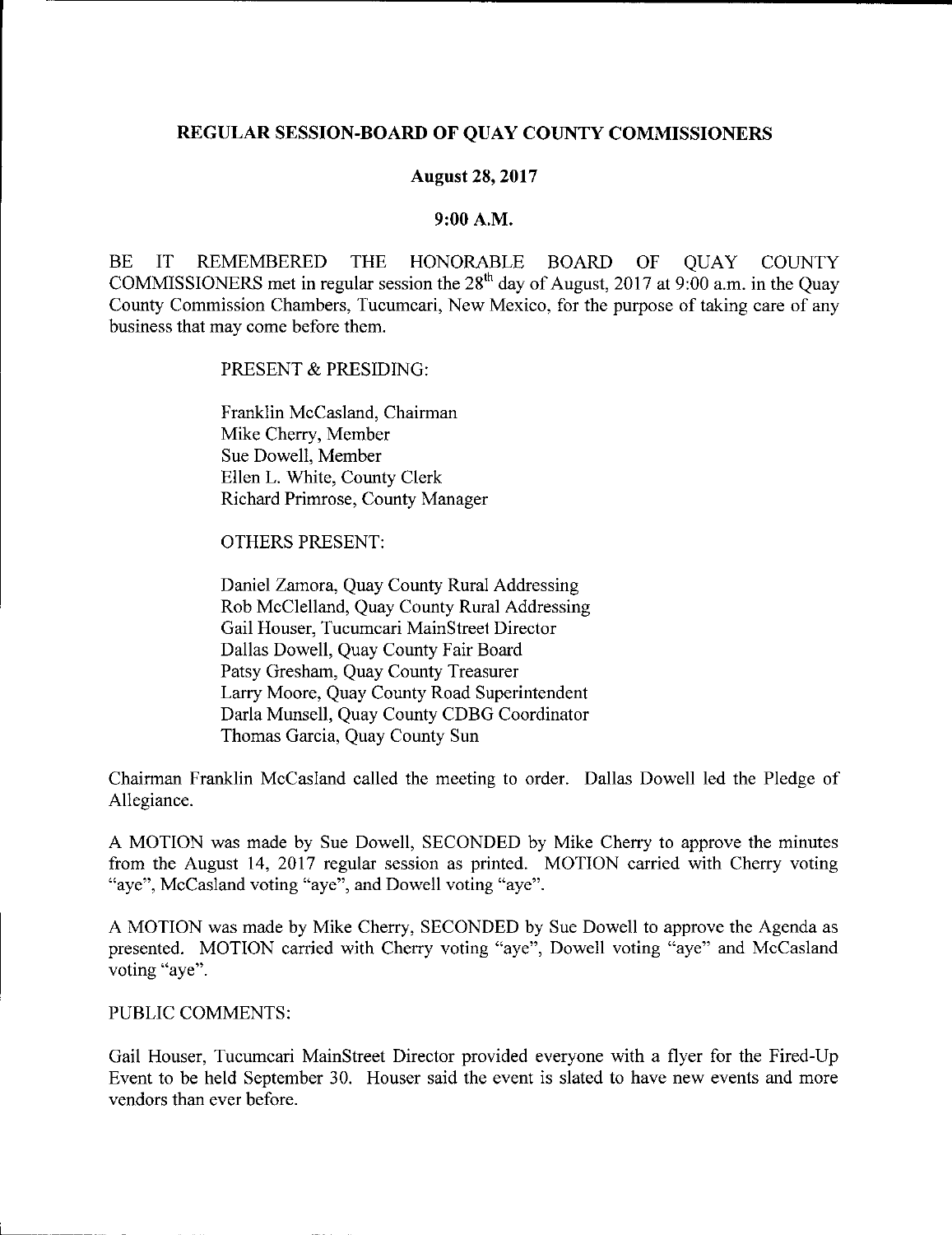# REGULAR SESSION-BOARD OF QUAY COUNTY COMMISSIONERS

**August 28, 2017**

**9:00 A.M.**

BE IT REMEMBERED THE HONORABLE BOARD OF QUAY COUNTY COMMISSIONERS met in regular session the 28th day of August, 2017 at 9:00 a.m. in the Quay County Commission Chambers, Tucumcari, New Mexico, for the purpose of taking care of any business that may come before them.

PRESENT & PRESIDING:

Franklin McCasland, Chairman
Mike Cherry, Member
Sue Dowell, Member
Ellen L. White, County Clerk
Richard Primrose, County Manager

OTHERS PRESENT:

Daniel Zamora, Quay County Rural Addressing
Rob McClelland, Quay County Rural Addressing
Gail Houser, Tucumcari MainStreet Director
Dallas Dowell, Quay County Fair Board
Patsy Gresham, Quay County Treasurer
Larry Moore, Quay County Road Superintendent
Darla Munsell, Quay County CDBG Coordinator
Thomas Garcia, Quay County Sun

Chairman Franklin McCasland called the meeting to order. Dallas Dowell led the Pledge of Allegiance.

A MOTION was made by Sue Dowell, SECONDED by Mike Cherry to approve the minutes from the August 14, 2017 regular session as printed. MOTION carried with Cherry voting "aye", McCasland voting "aye", and Dowell voting "aye".

A MOTION was made by Mike Cherry, SECONDED by Sue Dowell to approve the Agenda as presented. MOTION carried with Cherry voting "aye", Dowell voting "aye" and McCasland voting "aye".

PUBLIC COMMENTS:

Gail Houser, Tucumcari MainStreet Director provided everyone with a flyer for the Fired-Up Event to be held September 30. Houser said the event is slated to have new events and more vendors than ever before.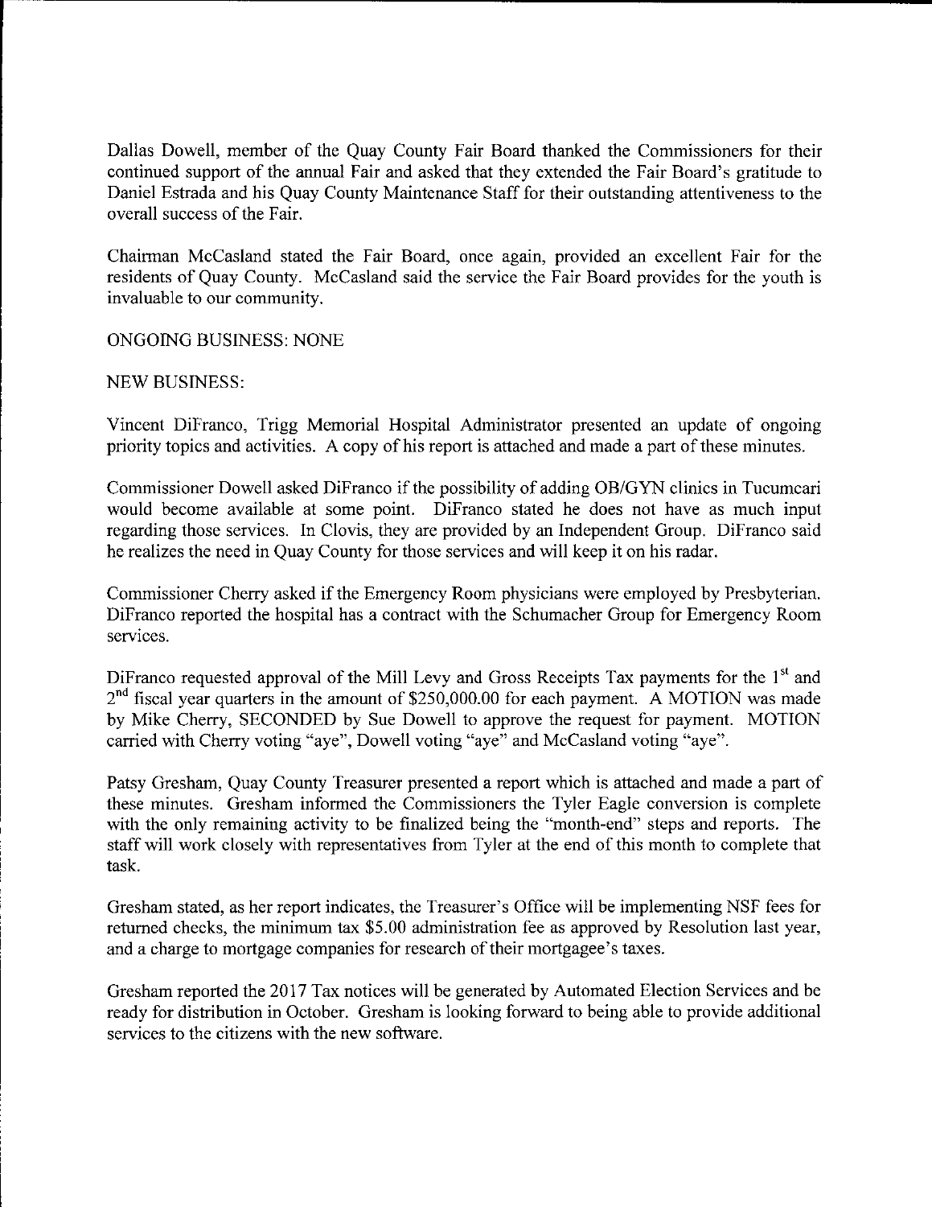Dallas Dowell, member of the Quay County Fair Board thanked the Commissioners for their continued support of the annual Fair and asked that they extended the Fair Board's gratitude to Daniel Estrada and his Quay County Maintenance Staff for their outstanding attentiveness to the overall success of the Fair.

Chairman McCasland stated the Fair Board, once again, provided an excellent Fair for the residents of Quay County. McCasland said the service the Fair Board provides for the youth is invaluable to our community.

ONGOING BUSINESS: NONE

NEW BUSINESS:

Vincent DiFranco, Trigg Memorial Hospital Administrator presented an update of ongoing priority topics and activities. A copy of his report is attached and made a part of these minutes.

Commissioner Dowell asked DiFranco if the possibility of adding OB/GYN clinics in Tucumcari would become available at some point. DiFranco stated he does not have as much input regarding those services. In Clovis, they are provided by an Independent Group. DiFranco said he realizes the need in Quay County for those services and will keep it on his radar.

Commissioner Cherry asked if the Emergency Room physicians were employed by Presbyterian. DiFranco reported the hospital has a contract with the Schumacher Group for Emergency Room services.

DiFranco requested approval of the Mill Levy and Gross Receipts Tax payments for the 1st and 2nd fiscal year quarters in the amount of $250,000.00 for each payment. A MOTION was made by Mike Cherry, SECONDED by Sue Dowell to approve the request for payment. MOTION carried with Cherry voting "aye", Dowell voting "aye" and McCasland voting "aye".

Patsy Gresham, Quay County Treasurer presented a report which is attached and made a part of these minutes. Gresham informed the Commissioners the Tyler Eagle conversion is complete with the only remaining activity to be finalized being the "month-end" steps and reports. The staff will work closely with representatives from Tyler at the end of this month to complete that task.

Gresham stated, as her report indicates, the Treasurer's Office will be implementing NSF fees for returned checks, the minimum tax $5.00 administration fee as approved by Resolution last year, and a charge to mortgage companies for research of their mortgagee's taxes.

Gresham reported the 2017 Tax notices will be generated by Automated Election Services and be ready for distribution in October. Gresham is looking forward to being able to provide additional services to the citizens with the new software.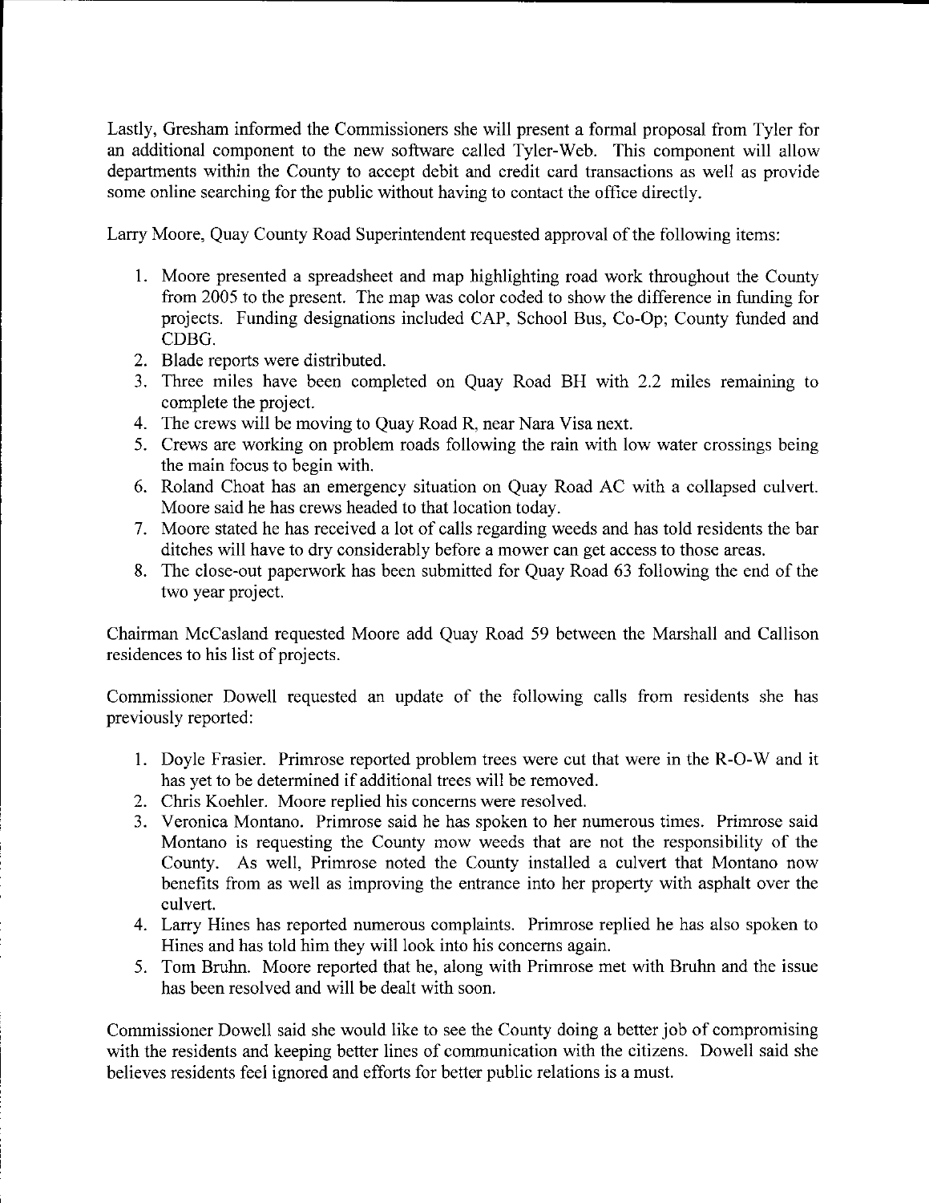Lastly, Gresham informed the Commissioners she will present a formal proposal from Tyler for an additional component to the new software called Tyler-Web. This component will allow departments within the County to accept debit and credit card transactions as well as provide some online searching for the public without having to contact the office directly.

Larry Moore, Quay County Road Superintendent requested approval of the following items:

1. Moore presented a spreadsheet and map highlighting road work throughout the County from 2005 to the present. The map was color coded to show the difference in funding for projects. Funding designations included CAP, School Bus, Co-Op; County funded and CDBG.
2. Blade reports were distributed.
3. Three miles have been completed on Quay Road BH with 2.2 miles remaining to complete the project.
4. The crews will be moving to Quay Road R, near Nara Visa next.
5. Crews are working on problem roads following the rain with low water crossings being the main focus to begin with.
6. Roland Choat has an emergency situation on Quay Road AC with a collapsed culvert. Moore said he has crews headed to that location today.
7. Moore stated he has received a lot of calls regarding weeds and has told residents the bar ditches will have to dry considerably before a mower can get access to those areas.
8. The close-out paperwork has been submitted for Quay Road 63 following the end of the two year project.

Chairman McCasland requested Moore add Quay Road 59 between the Marshall and Callison residences to his list of projects.

Commissioner Dowell requested an update of the following calls from residents she has previously reported:

1. Doyle Frasier. Primrose reported problem trees were cut that were in the R-O-W and it has yet to be determined if additional trees will be removed.
2. Chris Koehler. Moore replied his concerns were resolved.
3. Veronica Montano. Primrose said he has spoken to her numerous times. Primrose said Montano is requesting the County mow weeds that are not the responsibility of the County. As well, Primrose noted the County installed a culvert that Montano now benefits from as well as improving the entrance into her property with asphalt over the culvert.
4. Larry Hines has reported numerous complaints. Primrose replied he has also spoken to Hines and has told him they will look into his concerns again.
5. Tom Bruhn. Moore reported that he, along with Primrose met with Bruhn and the issue has been resolved and will be dealt with soon.

Commissioner Dowell said she would like to see the County doing a better job of compromising with the residents and keeping better lines of communication with the citizens. Dowell said she believes residents feel ignored and efforts for better public relations is a must.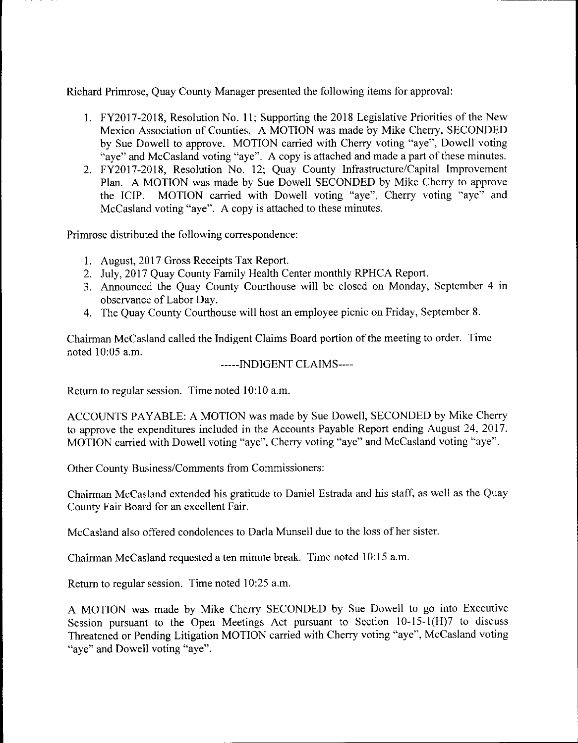Richard Primrose, Quay County Manager presented the following items for approval:

1. FY2017-2018, Resolution No. 11; Supporting the 2018 Legislative Priorities of the New Mexico Association of Counties. A MOTION was made by Mike Cherry, SECONDED by Sue Dowell to approve. MOTION carried with Cherry voting "aye", Dowell voting "aye" and McCasland voting "aye". A copy is attached and made a part of these minutes.
2. FY2017-2018, Resolution No. 12; Quay County Infrastructure/Capital Improvement Plan. A MOTION was made by Sue Dowell SECONDED by Mike Cherry to approve the ICIP. MOTION carried with Dowell voting "aye", Cherry voting "aye" and McCasland voting "aye". A copy is attached to these minutes.

Primrose distributed the following correspondence:

1. August, 2017 Gross Receipts Tax Report.
2. July, 2017 Quay County Family Health Center monthly RPHCA Report.
3. Announced the Quay County Courthouse will be closed on Monday, September 4 in observance of Labor Day.
4. The Quay County Courthouse will host an employee picnic on Friday, September 8.

Chairman McCasland called the Indigent Claims Board portion of the meeting to order. Time noted 10:05 a.m.

-----INDIGENT CLAIMS----

Return to regular session. Time noted 10:10 a.m.

ACCOUNTS PAYABLE: A MOTION was made by Sue Dowell, SECONDED by Mike Cherry to approve the expenditures included in the Accounts Payable Report ending August 24, 2017. MOTION carried with Dowell voting "aye", Cherry voting "aye" and McCasland voting "aye".

Other County Business/Comments from Commissioners:

Chairman McCasland extended his gratitude to Daniel Estrada and his staff, as well as the Quay County Fair Board for an excellent Fair.

McCasland also offered condolences to Darla Munsell due to the loss of her sister.

Chairman McCasland requested a ten minute break. Time noted 10:15 a.m.

Return to regular session. Time noted 10:25 a.m.

A MOTION was made by Mike Cherry SECONDED by Sue Dowell to go into Executive Session pursuant to the Open Meetings Act pursuant to Section 10-15-1(H)7 to discuss Threatened or Pending Litigation MOTION carried with Cherry voting "aye", McCasland voting "aye" and Dowell voting "aye".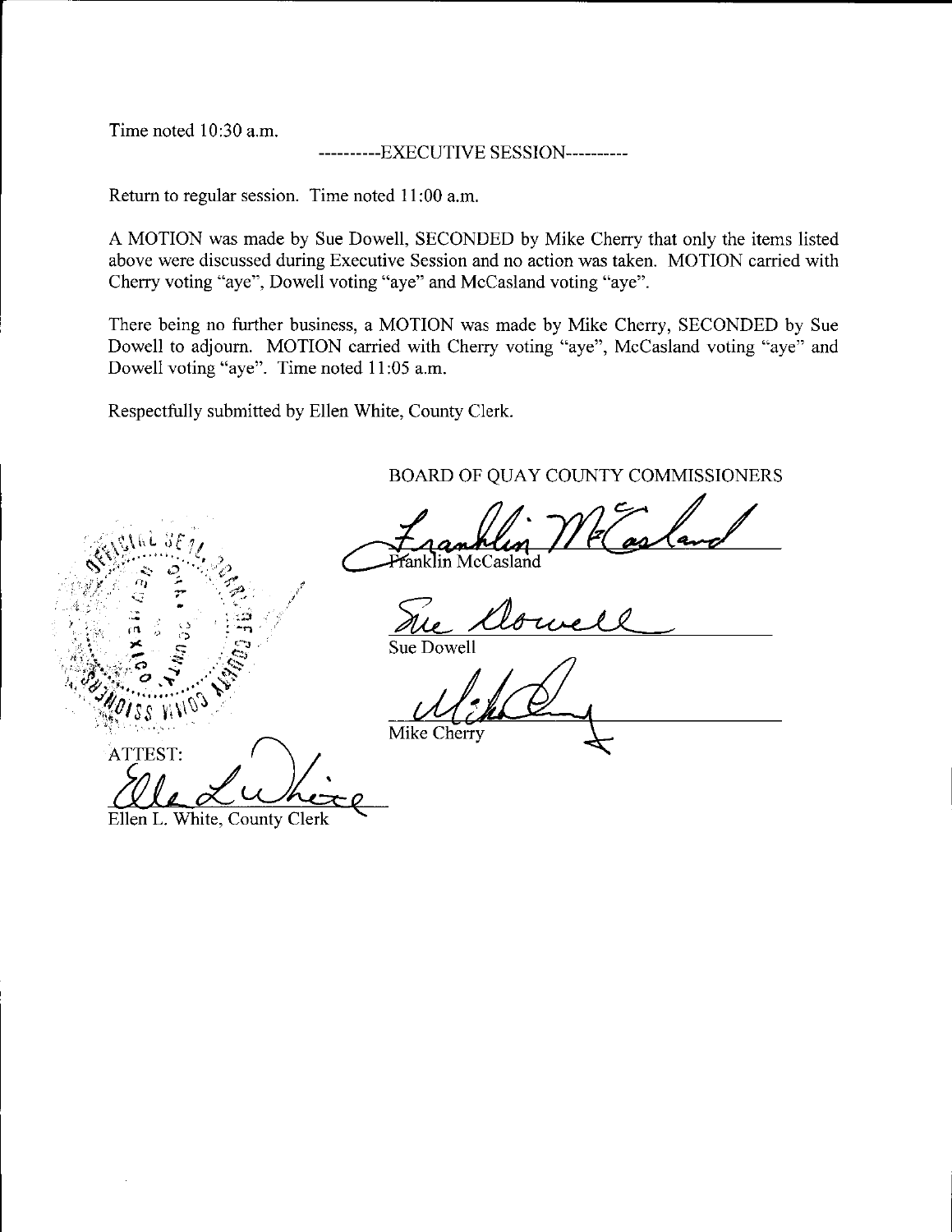Time noted 10:30 a.m.

----------EXECUTIVE SESSION----------

Return to regular session. Time noted 11:00 a.m.

A MOTION was made by Sue Dowell, SECONDED by Mike Cherry that only the items listed above were discussed during Executive Session and no action was taken. MOTION carried with Cherry voting "aye", Dowell voting "aye" and McCasland voting "aye".

There being no further business, a MOTION was made by Mike Cherry, SECONDED by Sue Dowell to adjourn. MOTION carried with Cherry voting "aye", McCasland voting "aye" and Dowell voting "aye". Time noted 11:05 a.m.

Respectfully submitted by Ellen White, County Clerk.

BOARD OF QUAY COUNTY COMMISSIONERS

Franklin McCasland

Sue Dowell

Mike Cherry

ATTEST:

Ellen L. White, County Clerk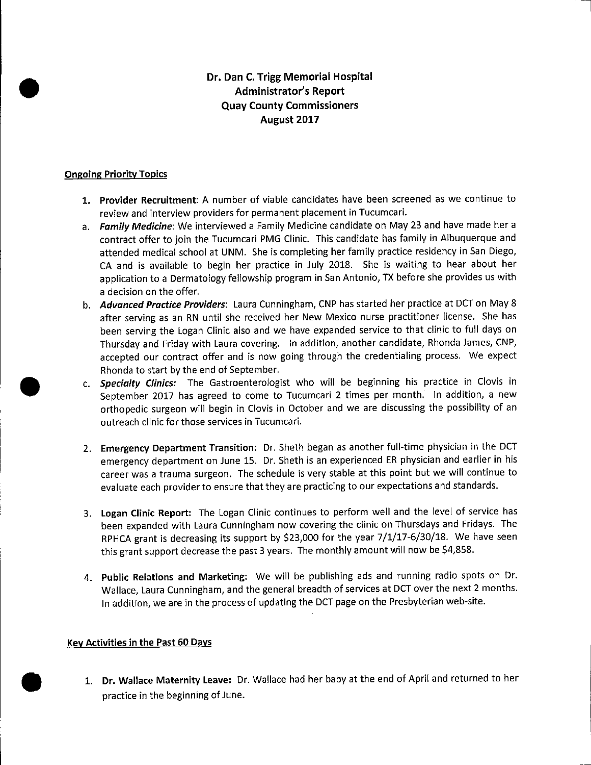# Dr. Dan C. Trigg Memorial Hospital
## Administrator's Report
## Quay County Commissioners
## August 2017

### Ongoing Priority Topics

1. **Provider Recruitment**: A number of viable candidates have been screened as we continue to review and interview providers for permanent placement in Tucumcari.

   a. ***Family Medicine***: We interviewed a Family Medicine candidate on May 23 and have made her a contract offer to join the Tucumcari PMG Clinic. This candidate has family in Albuquerque and attended medical school at UNM. She is completing her family practice residency in San Diego, CA and is available to begin her practice in July 2018. She is waiting to hear about her application to a Dermatology fellowship program in San Antonio, TX before she provides us with a decision on the offer.

   b. ***Advanced Practice Providers***: Laura Cunningham, CNP has started her practice at DCT on May 8 after serving as an RN until she received her New Mexico nurse practitioner license. She has been serving the Logan Clinic also and we have expanded service to that clinic to full days on Thursday and Friday with Laura covering. In addition, another candidate, Rhonda James, CNP, accepted our contract offer and is now going through the credentialing process. We expect Rhonda to start by the end of September.

   c. ***Specialty Clinics:*** The Gastroenterologist who will be beginning his practice in Clovis in September 2017 has agreed to come to Tucumcari 2 times per month. In addition, a new orthopedic surgeon will begin in Clovis in October and we are discussing the possibility of an outreach clinic for those services in Tucumcari.

2. **Emergency Department Transition:** Dr. Sheth began as another full-time physician in the DCT emergency department on June 15. Dr. Sheth is an experienced ER physician and earlier in his career was a trauma surgeon. The schedule is very stable at this point but we will continue to evaluate each provider to ensure that they are practicing to our expectations and standards.

3. **Logan Clinic Report:** The Logan Clinic continues to perform well and the level of service has been expanded with Laura Cunningham now covering the clinic on Thursdays and Fridays. The RPHCA grant is decreasing its support by $23,000 for the year 7/1/17-6/30/18. We have seen this grant support decrease the past 3 years. The monthly amount will now be $4,858.

4. **Public Relations and Marketing:** We will be publishing ads and running radio spots on Dr. Wallace, Laura Cunningham, and the general breadth of services at DCT over the next 2 months. In addition, we are in the process of updating the DCT page on the Presbyterian web-site.

### Key Activities in the Past 60 Days

1. **Dr. Wallace Maternity Leave:** Dr. Wallace had her baby at the end of April and returned to her practice in the beginning of June.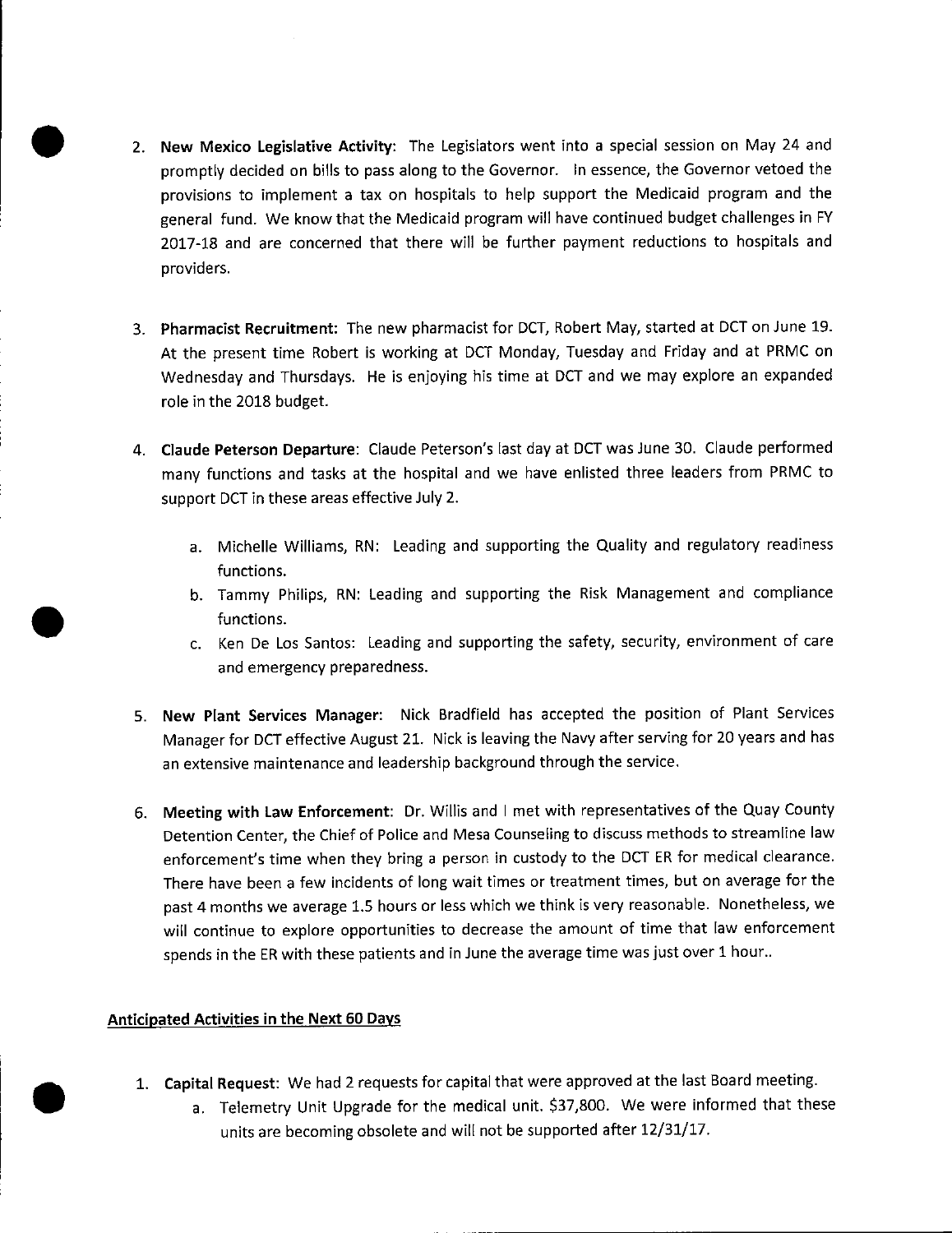2. **New Mexico Legislative Activity**: The Legislators went into a special session on May 24 and promptly decided on bills to pass along to the Governor. In essence, the Governor vetoed the provisions to implement a tax on hospitals to help support the Medicaid program and the general fund. We know that the Medicaid program will have continued budget challenges in FY 2017-18 and are concerned that there will be further payment reductions to hospitals and providers.

3. **Pharmacist Recruitment:** The new pharmacist for DCT, Robert May, started at DCT on June 19. At the present time Robert is working at DCT Monday, Tuesday and Friday and at PRMC on Wednesday and Thursdays. He is enjoying his time at DCT and we may explore an expanded role in the 2018 budget.

4. **Claude Peterson Departure**: Claude Peterson's last day at DCT was June 30. Claude performed many functions and tasks at the hospital and we have enlisted three leaders from PRMC to support DCT in these areas effective July 2.
   a. Michelle Williams, RN: Leading and supporting the Quality and regulatory readiness functions.
   b. Tammy Philips, RN: Leading and supporting the Risk Management and compliance functions.
   c. Ken De Los Santos: Leading and supporting the safety, security, environment of care and emergency preparedness.

5. **New Plant Services Manager:** Nick Bradfield has accepted the position of Plant Services Manager for DCT effective August 21. Nick is leaving the Navy after serving for 20 years and has an extensive maintenance and leadership background through the service.

6. **Meeting with Law Enforcement**: Dr. Willis and I met with representatives of the Quay County Detention Center, the Chief of Police and Mesa Counseling to discuss methods to streamline law enforcement's time when they bring a person in custody to the DCT ER for medical clearance. There have been a few incidents of long wait times or treatment times, but on average for the past 4 months we average 1.5 hours or less which we think is very reasonable. Nonetheless, we will continue to explore opportunities to decrease the amount of time that law enforcement spends in the ER with these patients and in June the average time was just over 1 hour..

## Anticipated Activities in the Next 60 Days

1. **Capital Request:** We had 2 requests for capital that were approved at the last Board meeting.
   a. Telemetry Unit Upgrade for the medical unit. $37,800. We were informed that these units are becoming obsolete and will not be supported after 12/31/17.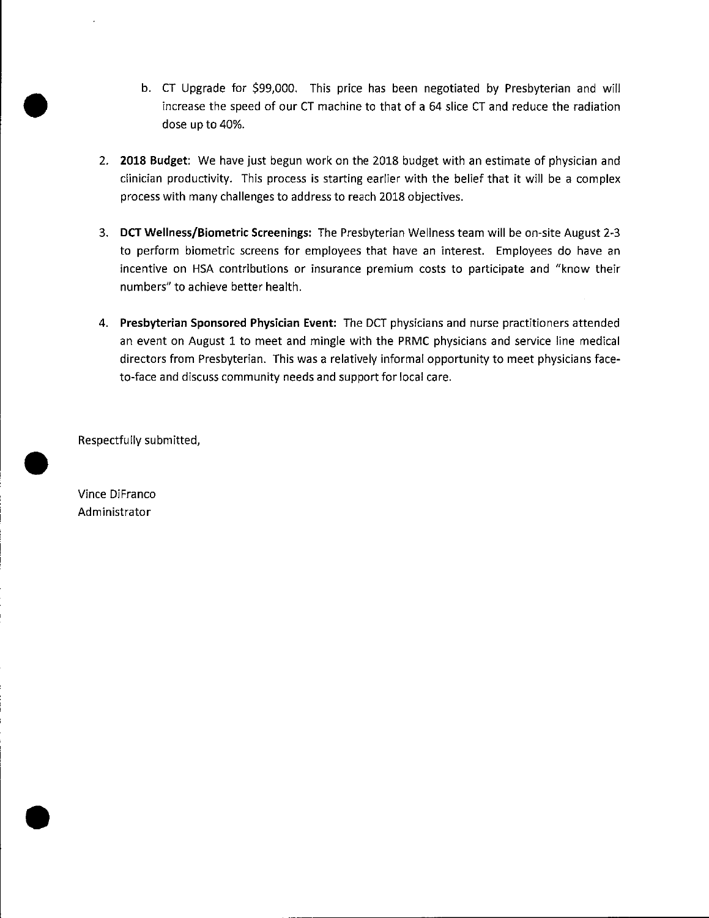b. CT Upgrade for $99,000. This price has been negotiated by Presbyterian and will increase the speed of our CT machine to that of a 64 slice CT and reduce the radiation dose up to 40%.

2. **2018 Budget**: We have just begun work on the 2018 budget with an estimate of physician and clinician productivity. This process is starting earlier with the belief that it will be a complex process with many challenges to address to reach 2018 objectives.

3. **DCT Wellness/Biometric Screenings:** The Presbyterian Wellness team will be on-site August 2-3 to perform biometric screens for employees that have an interest. Employees do have an incentive on HSA contributions or insurance premium costs to participate and "know their numbers" to achieve better health.

4. **Presbyterian Sponsored Physician Event:** The DCT physicians and nurse practitioners attended an event on August 1 to meet and mingle with the PRMC physicians and service line medical directors from Presbyterian. This was a relatively informal opportunity to meet physicians face-to-face and discuss community needs and support for local care.

Respectfully submitted,

Vince DiFranco
Administrator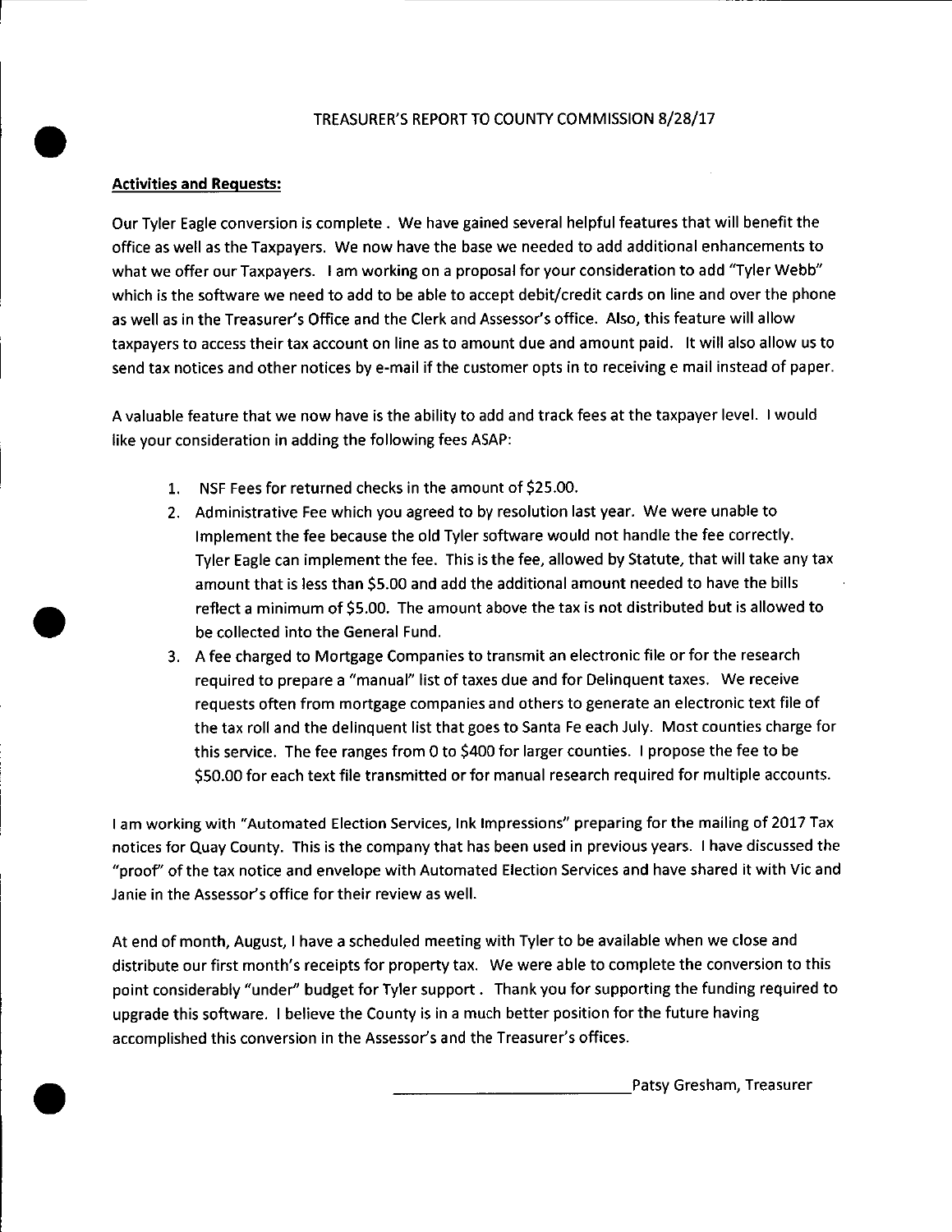TREASURER'S REPORT TO COUNTY COMMISSION 8/28/17

**Activities and Requests:**

Our Tyler Eagle conversion is complete . We have gained several helpful features that will benefit the office as well as the Taxpayers. We now have the base we needed to add additional enhancements to what we offer our Taxpayers. I am working on a proposal for your consideration to add "Tyler Webb" which is the software we need to add to be able to accept debit/credit cards on line and over the phone as well as in the Treasurer's Office and the Clerk and Assessor's office. Also, this feature will allow taxpayers to access their tax account on line as to amount due and amount paid. It will also allow us to send tax notices and other notices by e-mail if the customer opts in to receiving e mail instead of paper.

A valuable feature that we now have is the ability to add and track fees at the taxpayer level. I would like your consideration in adding the following fees ASAP:

1. NSF Fees for returned checks in the amount of $25.00.
2. Administrative Fee which you agreed to by resolution last year. We were unable to Implement the fee because the old Tyler software would not handle the fee correctly. Tyler Eagle can implement the fee. This is the fee, allowed by Statute, that will take any tax amount that is less than $5.00 and add the additional amount needed to have the bills reflect a minimum of $5.00. The amount above the tax is not distributed but is allowed to be collected into the General Fund.
3. A fee charged to Mortgage Companies to transmit an electronic file or for the research required to prepare a "manual" list of taxes due and for Delinquent taxes. We receive requests often from mortgage companies and others to generate an electronic text file of the tax roll and the delinquent list that goes to Santa Fe each July. Most counties charge for this service. The fee ranges from 0 to $400 for larger counties. I propose the fee to be $50.00 for each text file transmitted or for manual research required for multiple accounts.

I am working with "Automated Election Services, Ink Impressions" preparing for the mailing of 2017 Tax notices for Quay County. This is the company that has been used in previous years. I have discussed the "proof" of the tax notice and envelope with Automated Election Services and have shared it with Vic and Janie in the Assessor's office for their review as well.

At end of month, August, I have a scheduled meeting with Tyler to be available when we close and distribute our first month's receipts for property tax. We were able to complete the conversion to this point considerably "under" budget for Tyler support . Thank you for supporting the funding required to upgrade this software. I believe the County is in a much better position for the future having accomplished this conversion in the Assessor's and the Treasurer's offices.

_______________________Patsy Gresham, Treasurer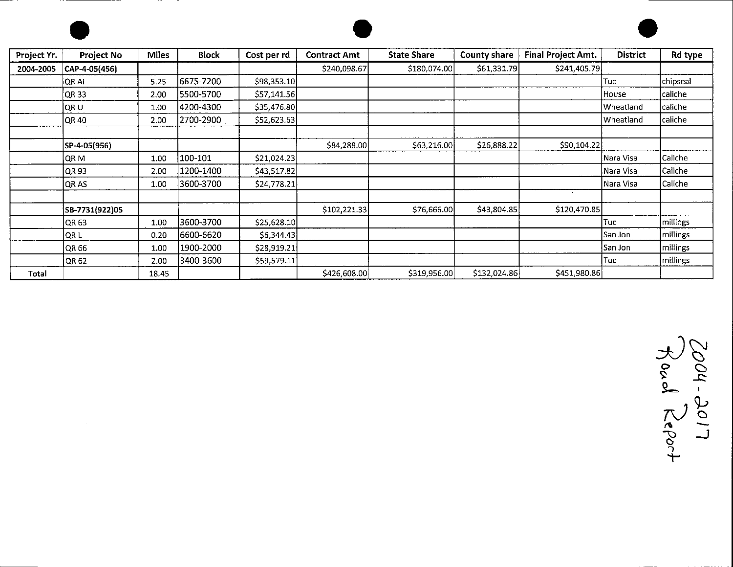| Project Yr. | Project No | Miles | Block | Cost per rd | Contract Amt | State Share | County share | Final Project Amt. | District | Rd type |
|---|---|---|---|---|---|---|---|---|---|---|
| 2004-2005 | CAP-4-05(456) | | | | $240,098.67 | $180,074.00 | $61,331.79 | $241,405.79 | | |
| | QR AI | 5.25 | 6675-7200 | $98,353.10 | | | | | Tuc | chipseal |
| | QR 33 | 2.00 | 5500-5700 | $57,141.56 | | | | | House | caliche |
| | QR U | 1.00 | 4200-4300 | $35,476.80 | | | | | Wheatland | caliche |
| | QR 40 | 2.00 | 2700-2900 | $52,623.63 | | | | | Wheatland | caliche |
| | | | | | | | | | | |
| | SP-4-05(956) | | | | $84,288.00 | $63,216.00 | $26,888.22 | $90,104.22 | | |
| | QR M | 1.00 | 100-101 | $21,024.23 | | | | | Nara Visa | Caliche |
| | QR 93 | 2.00 | 1200-1400 | $43,517.82 | | | | | Nara Visa | Caliche |
| | QR AS | 1.00 | 3600-3700 | $24,778.21 | | | | | Nara Visa | Caliche |
| | | | | | | | | | | |
| | SB-7731(922)05 | | | | $102,221.33 | $76,666.00 | $43,804.85 | $120,470.85 | | |
| | QR 63 | 1.00 | 3600-3700 | $25,628.10 | | | | | Tuc | millings |
| | QR L | 0.20 | 6600-6620 | $6,344.43 | | | | | San Jon | millings |
| | QR 66 | 1.00 | 1900-2000 | $28,919.21 | | | | | San Jon | millings |
| | QR 62 | 2.00 | 3400-3600 | $59,579.11 | | | | | Tuc | millings |
| Total | | 18.45 | | | $426,608.00 | $319,956.00 | $132,024.86 | $451,980.86 | | |

2004-2017 Road Report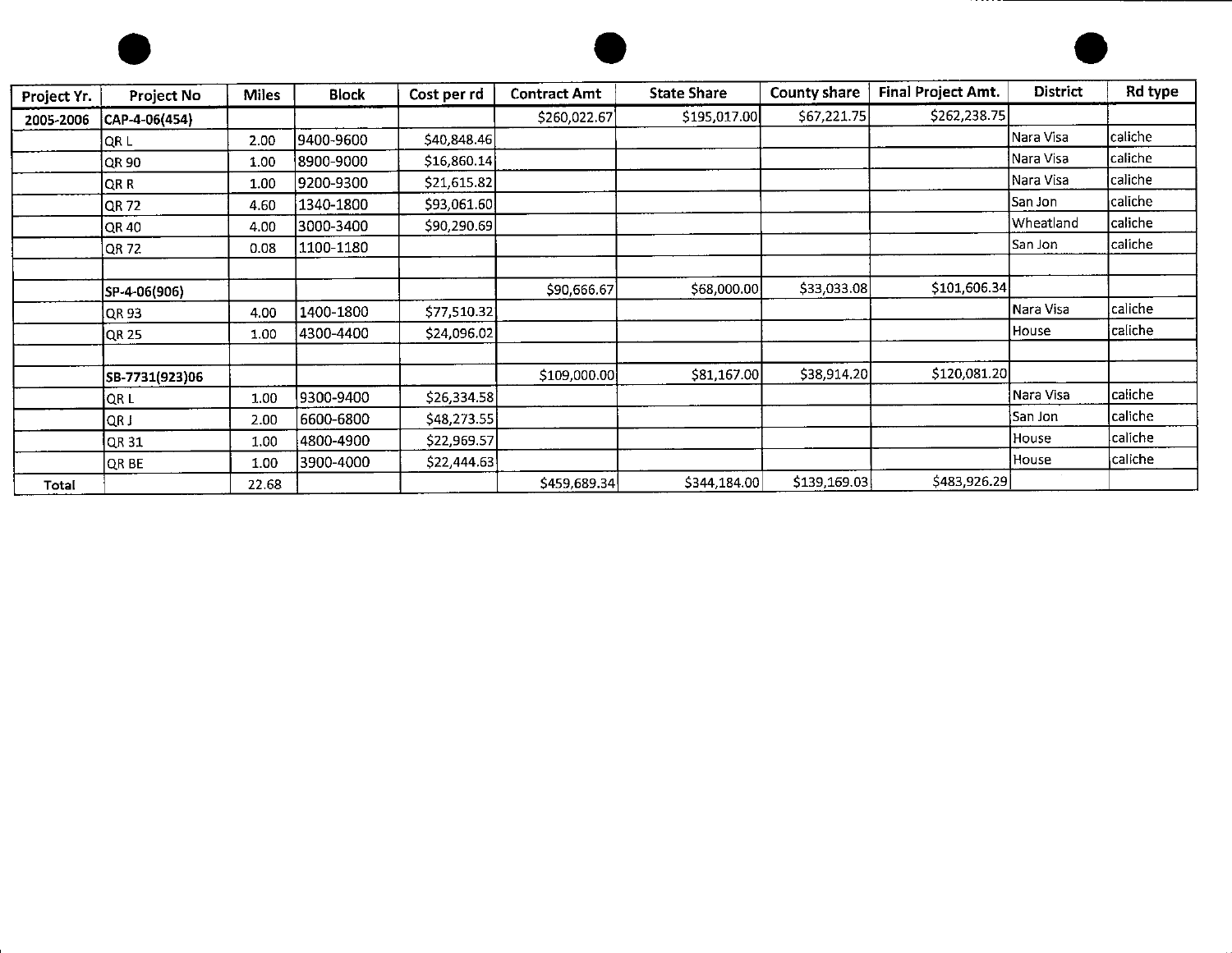| Project Yr. | Project No | Miles | Block | Cost per rd | Contract Amt | State Share | County share | Final Project Amt. | District | Rd type |
|---|---|---|---|---|---|---|---|---|---|---|
| 2005-2006 | CAP-4-06(454) | | | | $260,022.67 | $195,017.00 | $67,221.75 | $262,238.75 | | |
| | QR L | 2.00 | 9400-9600 | $40,848.46 | | | | | Nara Visa | caliche |
| | QR 90 | 1.00 | 8900-9000 | $16,860.14 | | | | | Nara Visa | caliche |
| | QR R | 1.00 | 9200-9300 | $21,615.82 | | | | | Nara Visa | caliche |
| | QR 72 | 4.60 | 1340-1800 | $93,061.60 | | | | | San Jon | caliche |
| | QR 40 | 4.00 | 3000-3400 | $90,290.69 | | | | | Wheatland | caliche |
| | QR 72 | 0.08 | 1100-1180 | | | | | | San Jon | caliche |
| | | | | | | | | | | |
| | SP-4-06(906) | | | | $90,666.67 | $68,000.00 | $33,033.08 | $101,606.34 | | |
| | QR 93 | 4.00 | 1400-1800 | $77,510.32 | | | | | Nara Visa | caliche |
| | QR 25 | 1.00 | 4300-4400 | $24,096.02 | | | | | House | caliche |
| | | | | | | | | | | |
| | SB-7731(923)06 | | | | $109,000.00 | $81,167.00 | $38,914.20 | $120,081.20 | | |
| | QR L | 1.00 | 9300-9400 | $26,334.58 | | | | | Nara Visa | caliche |
| | QR J | 2.00 | 6600-6800 | $48,273.55 | | | | | San Jon | caliche |
| | QR 31 | 1.00 | 4800-4900 | $22,969.57 | | | | | House | caliche |
| | QR BE | 1.00 | 3900-4000 | $22,444.63 | | | | | House | caliche |
| Total | | 22.68 | | | $459,689.34 | $344,184.00 | $139,169.03 | $483,926.29 | | |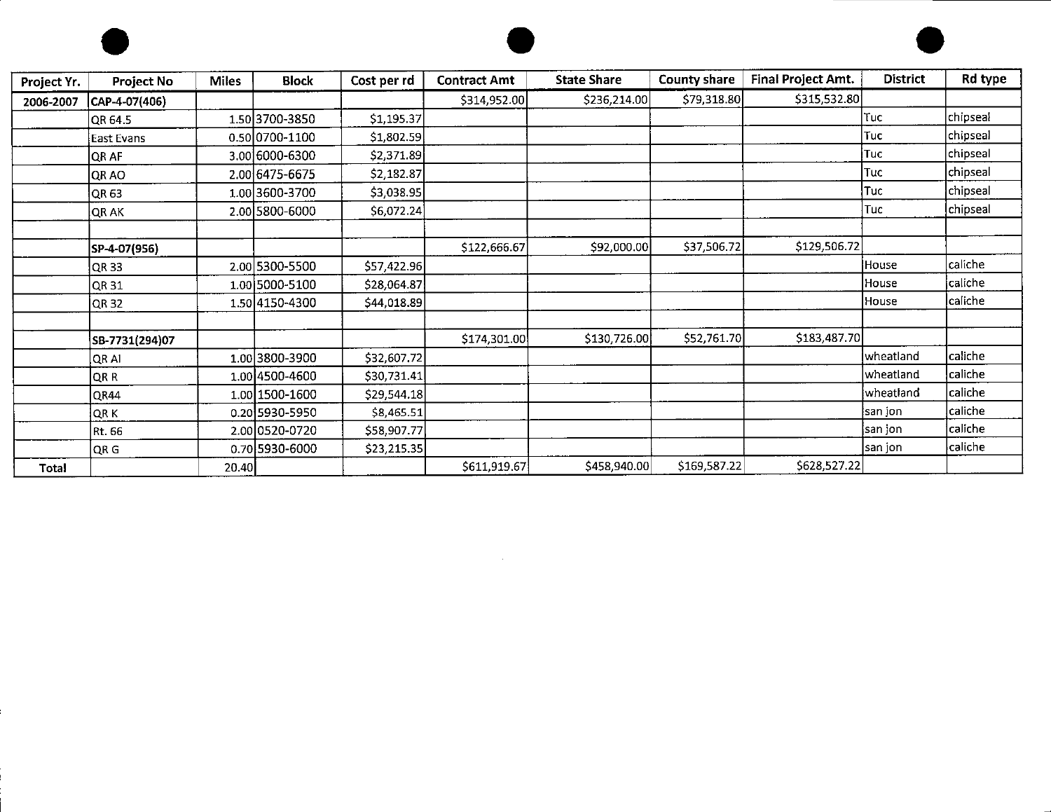| Project Yr. | Project No | Miles | Block | Cost per rd | Contract Amt | State Share | County share | Final Project Amt. | District | Rd type |
|---|---|---|---|---|---|---|---|---|---|---|
| **2006-2007** | CAP-4-07(406) | | | | $314,952.00 | $236,214.00 | $79,318.80 | $315,532.80 | | |
| | QR 64.5 | 1.50 | 3700-3850 | $1,195.37 | | | | | Tuc | chipseal |
| | East Evans | 0.50 | 0700-1100 | $1,802.59 | | | | | Tuc | chipseal |
| | QR AF | 3.00 | 6000-6300 | $2,371.89 | | | | | Tuc | chipseal |
| | QR AO | 2.00 | 6475-6675 | $2,182.87 | | | | | Tuc | chipseal |
| | QR 63 | 1.00 | 3600-3700 | $3,038.95 | | | | | Tuc | chipseal |
| | QR AK | 2.00 | 5800-6000 | $6,072.24 | | | | | Tuc | chipseal |
| | | | | | | | | | | |
| | SP-4-07(956) | | | | $122,666.67 | $92,000.00 | $37,506.72 | $129,506.72 | | |
| | QR 33 | 2.00 | 5300-5500 | $57,422.96 | | | | | House | caliche |
| | QR 31 | 1.00 | 5000-5100 | $28,064.87 | | | | | House | caliche |
| | QR 32 | 1.50 | 4150-4300 | $44,018.89 | | | | | House | caliche |
| | | | | | | | | | | |
| | SB-7731(294)07 | | | | $174,301.00 | $130,726.00 | $52,761.70 | $183,487.70 | | |
| | QR AI | 1.00 | 3800-3900 | $32,607.72 | | | | | wheatland | caliche |
| | QR R | 1.00 | 4500-4600 | $30,731.41 | | | | | wheatland | caliche |
| | QR44 | 1.00 | 1500-1600 | $29,544.18 | | | | | wheatland | caliche |
| | QR K | 0.20 | 5930-5950 | $8,465.51 | | | | | san jon | caliche |
| | Rt. 66 | 2.00 | 0520-0720 | $58,907.77 | | | | | san jon | caliche |
| | QR G | 0.70 | 5930-6000 | $23,215.35 | | | | | san jon | caliche |
| **Total** | | 20.40 | | | $611,919.67 | $458,940.00 | $169,587.22 | $628,527.22 | | |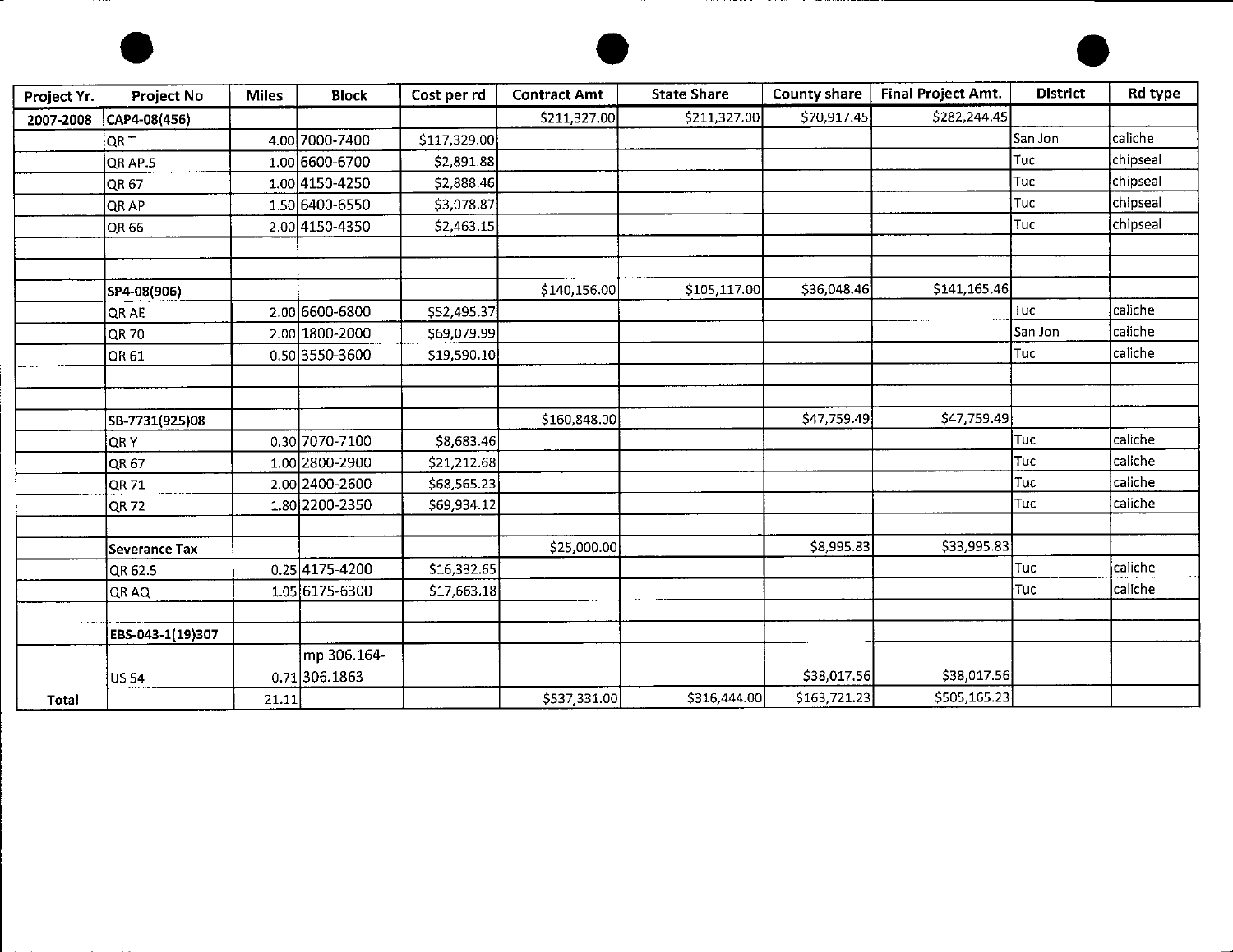| Project Yr. | Project No | Miles | Block | Cost per rd | Contract Amt | State Share | County share | Final Project Amt. | District | Rd type |
|---|---|---|---|---|---|---|---|---|---|---|
| 2007-2008 | CAP4-08(456) | | | | $211,327.00 | $211,327.00 | $70,917.45 | $282,244.45 | | |
| | QR T | 4.00 | 7000-7400 | $117,329.00 | | | | | San Jon | caliche |
| | QR AP.5 | 1.00 | 6600-6700 | $2,891.88 | | | | | Tuc | chipseal |
| | QR 67 | 1.00 | 4150-4250 | $2,888.46 | | | | | Tuc | chipseal |
| | QR AP | 1.50 | 6400-6550 | $3,078.87 | | | | | Tuc | chipseal |
| | QR 66 | 2.00 | 4150-4350 | $2,463.15 | | | | | Tuc | chipseal |
| | | | | | | | | | | |
| | | | | | | | | | | |
| | SP4-08(906) | | | | $140,156.00 | $105,117.00 | $36,048.46 | $141,165.46 | | |
| | QR AE | 2.00 | 6600-6800 | $52,495.37 | | | | | Tuc | caliche |
| | QR 70 | 2.00 | 1800-2000 | $69,079.99 | | | | | San Jon | caliche |
| | QR 61 | 0.50 | 3550-3600 | $19,590.10 | | | | | Tuc | caliche |
| | | | | | | | | | | |
| | | | | | | | | | | |
| | SB-7731(925)08 | | | | $160,848.00 | | $47,759.49 | $47,759.49 | | |
| | QR Y | 0.30 | 7070-7100 | $8,683.46 | | | | | Tuc | caliche |
| | QR 67 | 1.00 | 2800-2900 | $21,212.68 | | | | | Tuc | caliche |
| | QR 71 | 2.00 | 2400-2600 | $68,565.23 | | | | | Tuc | caliche |
| | QR 72 | 1.80 | 2200-2350 | $69,934.12 | | | | | Tuc | caliche |
| | | | | | | | | | | |
| | Severance Tax | | | | $25,000.00 | | $8,995.83 | $33,995.83 | | |
| | QR 62.5 | 0.25 | 4175-4200 | $16,332.65 | | | | | Tuc | caliche |
| | QR AQ | 1.05 | 6175-6300 | $17,663.18 | | | | | Tuc | caliche |
| | | | | | | | | | | |
| | EBS-043-1(19)307 | | | | | | | | | |
| | US 54 | 0.71 | mp 306.164-306.1863 | | | | $38,017.56 | $38,017.56 | | |
| Total | | 21.11 | | | $537,331.00 | $316,444.00 | $163,721.23 | $505,165.23 | | |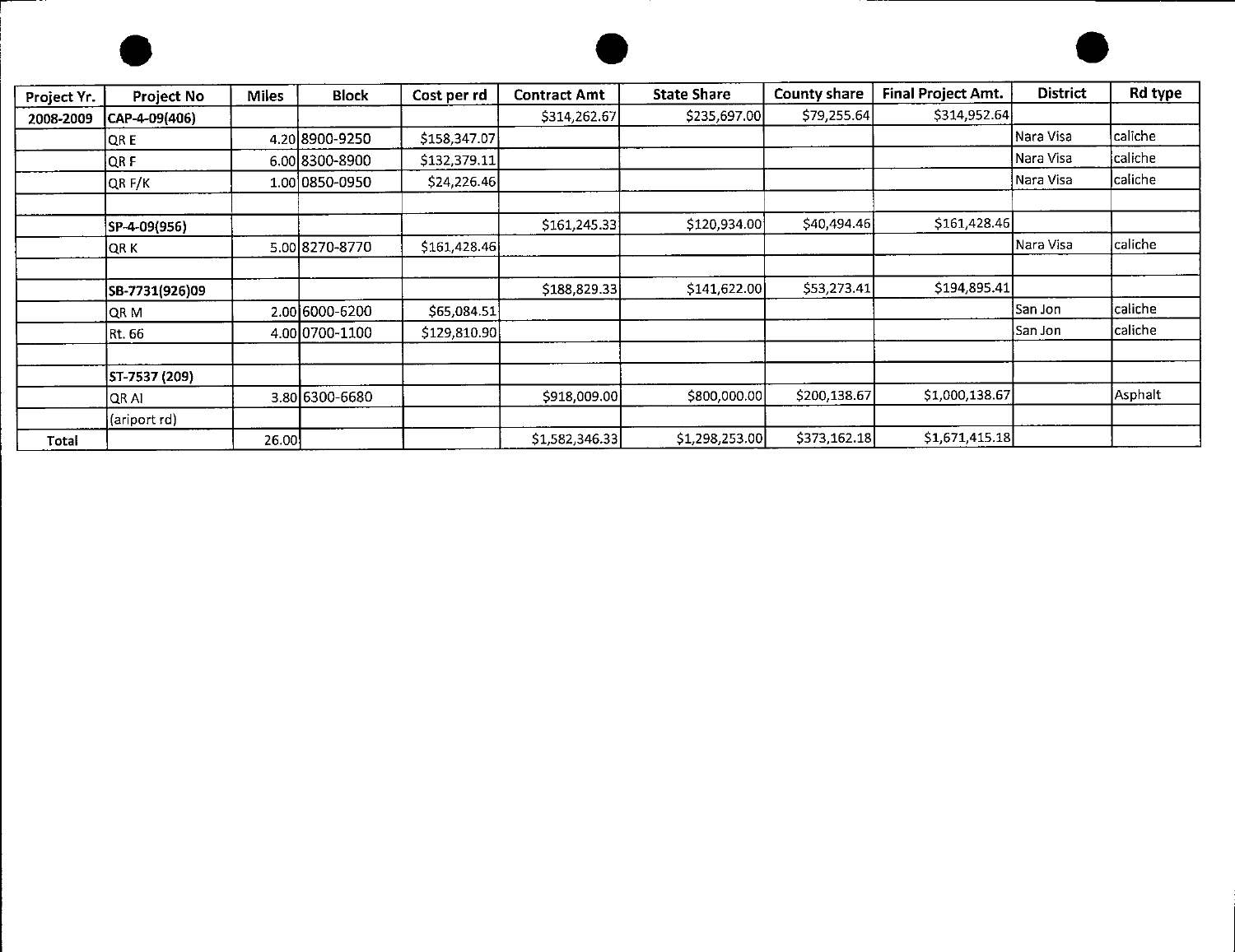| Project Yr. | Project No | Miles | Block | Cost per rd | Contract Amt | State Share | County share | Final Project Amt. | District | Rd type |
|---|---|---|---|---|---|---|---|---|---|---|
| 2008-2009 | CAP-4-09(406) | | | | $314,262.67 | $235,697.00 | $79,255.64 | $314,952.64 | | |
| | QR E | 4.20 | 8900-9250 | $158,347.07 | | | | | Nara Visa | caliche |
| | QR F | 6.00 | 8300-8900 | $132,379.11 | | | | | Nara Visa | caliche |
| | QR F/K | 1.00 | 0850-0950 | $24,226.46 | | | | | Nara Visa | caliche |
| | | | | | | | | | | |
| | SP-4-09(956) | | | | $161,245.33 | $120,934.00 | $40,494.46 | $161,428.46 | | |
| | QR K | 5.00 | 8270-8770 | $161,428.46 | | | | | Nara Visa | caliche |
| | | | | | | | | | | |
| | SB-7731(926)09 | | | | $188,829.33 | $141,622.00 | $53,273.41 | $194,895.41 | | |
| | QR M | 2.00 | 6000-6200 | $65,084.51 | | | | | San Jon | caliche |
| | Rt. 66 | 4.00 | 0700-1100 | $129,810.90 | | | | | San Jon | caliche |
| | | | | | | | | | | |
| | ST-7537 (209) | | | | | | | | | |
| | QR AI | 3.80 | 6300-6680 | | $918,009.00 | $800,000.00 | $200,138.67 | $1,000,138.67 | | Asphalt |
| | (ariport rd) | | | | | | | | | |
| Total | | 26.00 | | | $1,582,346.33 | $1,298,253.00 | $373,162.18 | $1,671,415.18 | | |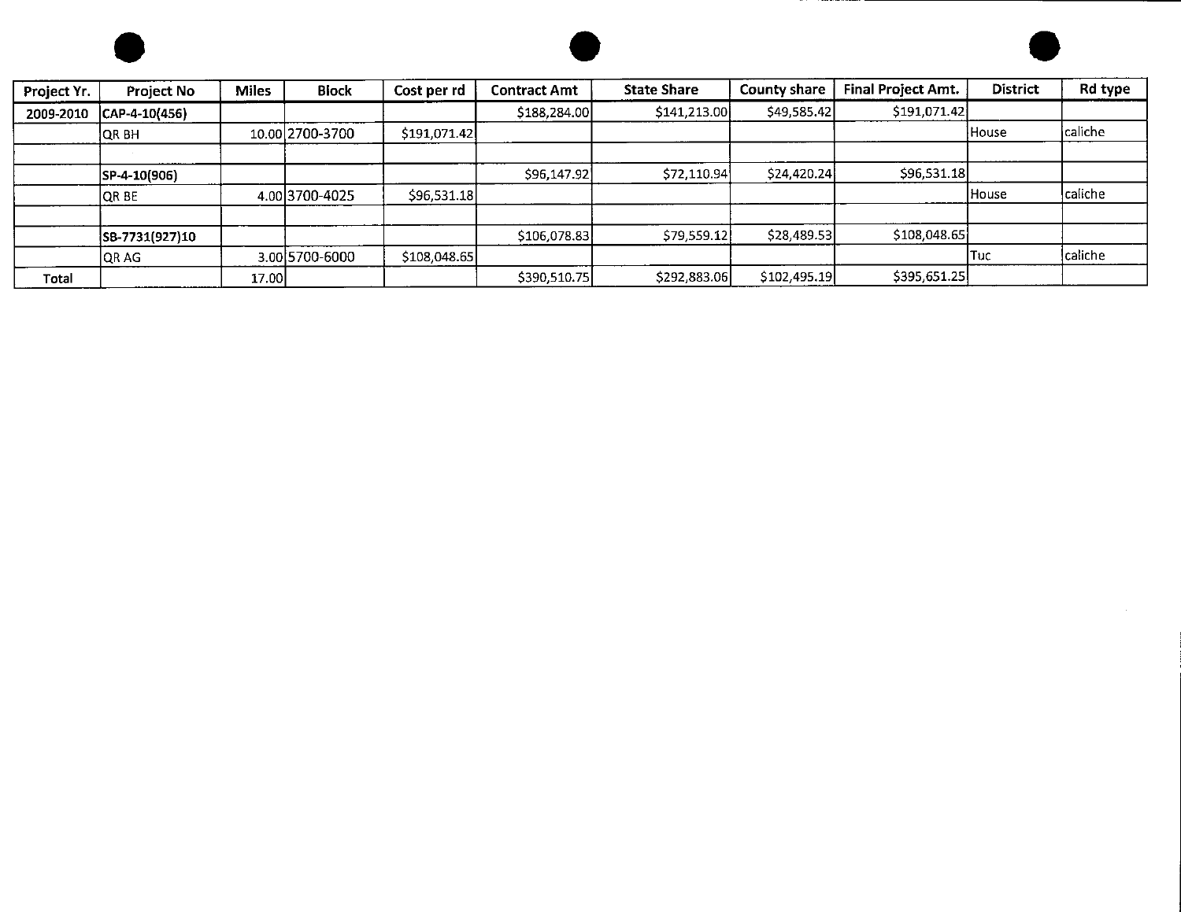| Project Yr. | Project No | Miles | Block | Cost per rd | Contract Amt | State Share | County share | Final Project Amt. | District | Rd type |
|---|---|---|---|---|---|---|---|---|---|---|
| 2009-2010 | CAP-4-10(456) | | | | $188,284.00 | $141,213.00 | $49,585.42 | $191,071.42 | | |
| | QR BH | 10.00 | 2700-3700 | $191,071.42 | | | | | House | caliche |
| | | | | | | | | | | |
| | SP-4-10(906) | | | | $96,147.92 | $72,110.94 | $24,420.24 | $96,531.18 | | |
| | QR BE | 4.00 | 3700-4025 | $96,531.18 | | | | | House | caliche |
| | | | | | | | | | | |
| | SB-7731(927)10 | | | | $106,078.83 | $79,559.12 | $28,489.53 | $108,048.65 | | |
| | QR AG | 3.00 | 5700-6000 | $108,048.65 | | | | | Tuc | caliche |
| Total | | 17.00 | | | $390,510.75 | $292,883.06 | $102,495.19 | $395,651.25 | | |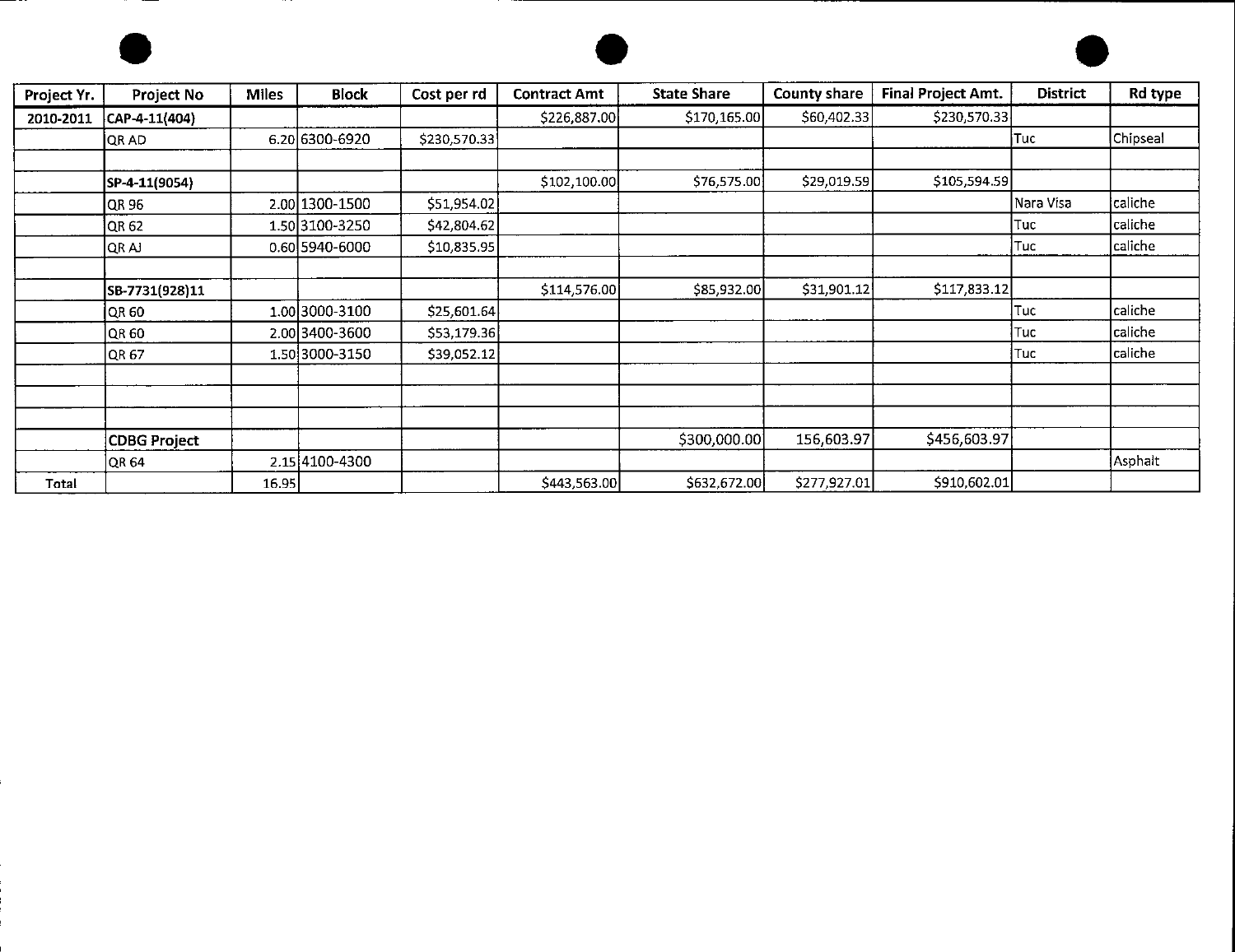| Project Yr. | Project No | Miles | Block | Cost per rd | Contract Amt | State Share | County share | Final Project Amt. | District | Rd type |
|---|---|---|---|---|---|---|---|---|---|---|
| 2010-2011 | CAP-4-11(404) | | | | $226,887.00 | $170,165.00 | $60,402.33 | $230,570.33 | | |
| | QR AD | 6.20 | 6300-6920 | $230,570.33 | | | | | Tuc | Chipseal |
| | | | | | | | | | | |
| | SP-4-11(9054) | | | | $102,100.00 | $76,575.00 | $29,019.59 | $105,594.59 | | |
| | QR 96 | 2.00 | 1300-1500 | $51,954.02 | | | | | Nara Visa | caliche |
| | QR 62 | 1.50 | 3100-3250 | $42,804.62 | | | | | Tuc | caliche |
| | QR AJ | 0.60 | 5940-6000 | $10,835.95 | | | | | Tuc | caliche |
| | | | | | | | | | | |
| | SB-7731(928)11 | | | | $114,576.00 | $85,932.00 | $31,901.12 | $117,833.12 | | |
| | QR 60 | 1.00 | 3000-3100 | $25,601.64 | | | | | Tuc | caliche |
| | QR 60 | 2.00 | 3400-3600 | $53,179.36 | | | | | Tuc | caliche |
| | QR 67 | 1.50 | 3000-3150 | $39,052.12 | | | | | Tuc | caliche |
| | | | | | | | | | | |
| | | | | | | | | | | |
| | | | | | | | | | | |
| | **CDBG Project** | | | | | $300,000.00 | 156,603.97 | $456,603.97 | | |
| | QR 64 | 2.15 | 4100-4300 | | | | | | | Asphalt |
| Total | | 16.95 | | | $443,563.00 | $632,672.00 | $277,927.01 | $910,602.01 | | |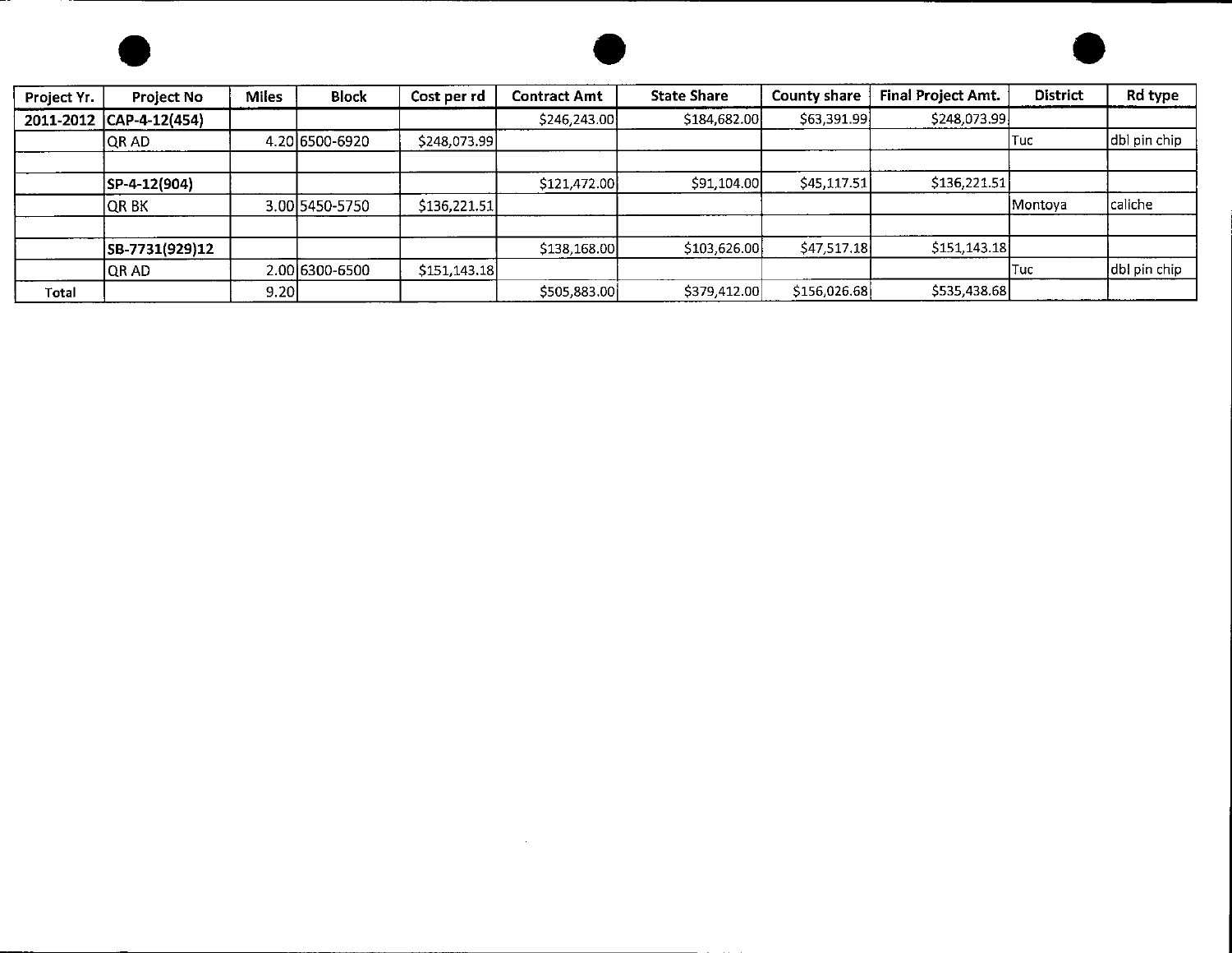| Project Yr. | Project No | Miles | Block | Cost per rd | Contract Amt | State Share | County share | Final Project Amt. | District | Rd type |
|---|---|---|---|---|---|---|---|---|---|---|
| 2011-2012 | **CAP-4-12(454)** | | | | $246,243.00 | $184,682.00 | $63,391.99 | $248,073.99 | | |
| | QR AD | 4.20 | 6500-6920 | $248,073.99 | | | | | Tuc | dbl pin chip |
| | | | | | | | | | | |
| | **SP-4-12(904)** | | | | $121,472.00 | $91,104.00 | $45,117.51 | $136,221.51 | | |
| | QR BK | 3.00 | 5450-5750 | $136,221.51 | | | | | Montoya | caliche |
| | | | | | | | | | | |
| | **SB-7731(929)12** | | | | $138,168.00 | $103,626.00 | $47,517.18 | $151,143.18 | | |
| | QR AD | 2.00 | 6300-6500 | $151,143.18 | | | | | Tuc | dbl pin chip |
| Total | | 9.20 | | | $505,883.00 | $379,412.00 | $156,026.68 | $535,438.68 | | |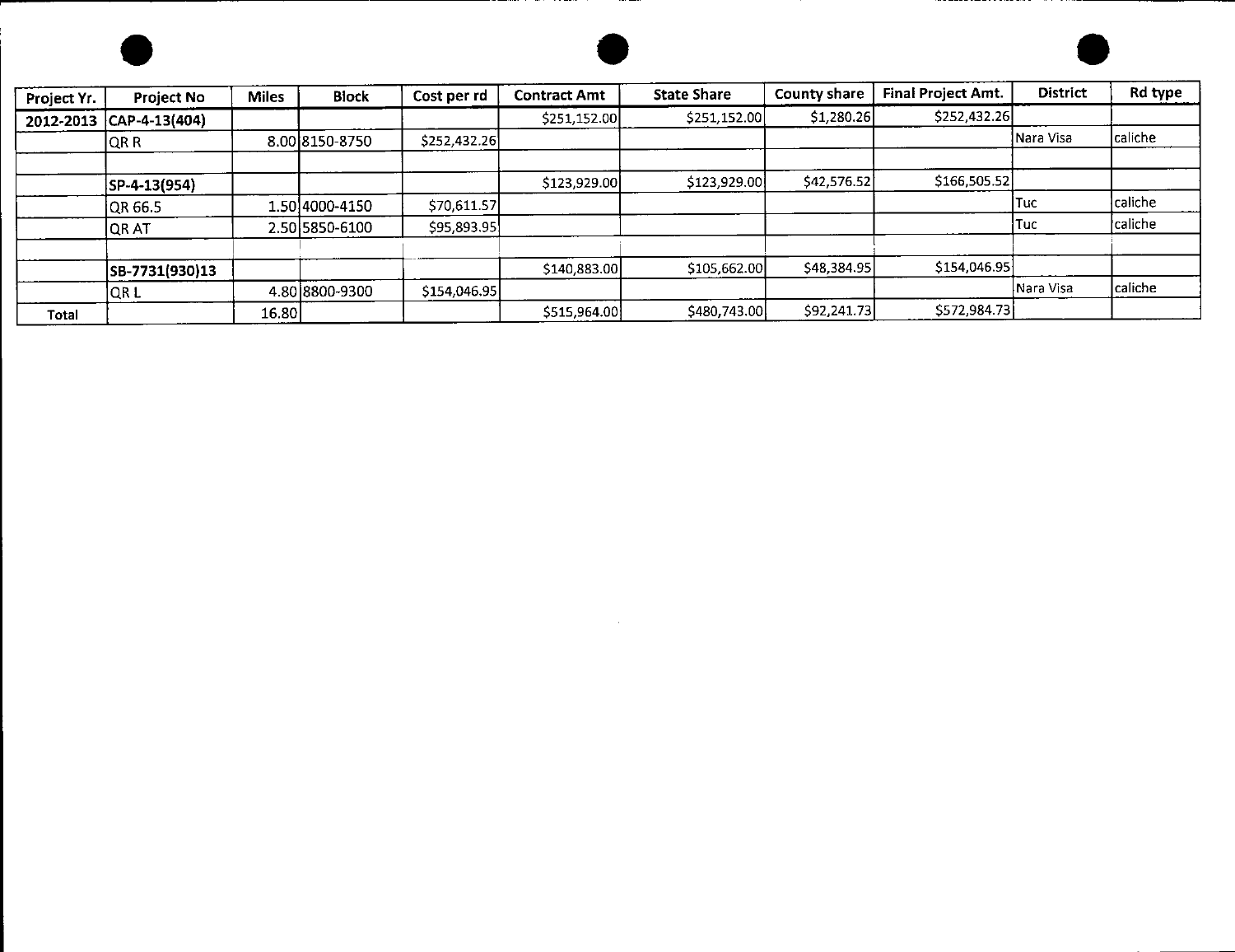| Project Yr. | Project No | Miles | Block | Cost per rd | Contract Amt | State Share | County share | Final Project Amt. | District | Rd type |
|---|---|---|---|---|---|---|---|---|---|---|
| 2012-2013 | CAP-4-13(404) | | | | $251,152.00 | $251,152.00 | $1,280.26 | $252,432.26 | | |
| | QR R | 8.00 | 8150-8750 | $252,432.26 | | | | | Nara Visa | caliche |
| | | | | | | | | | | |
| | SP-4-13(954) | | | | $123,929.00 | $123,929.00 | $42,576.52 | $166,505.52 | | |
| | QR 66.5 | 1.50 | 4000-4150 | $70,611.57 | | | | | Tuc | caliche |
| | QR AT | 2.50 | 5850-6100 | $95,893.95 | | | | | Tuc | caliche |
| | | | | | | | | | | |
| | SB-7731(930)13 | | | | $140,883.00 | $105,662.00 | $48,384.95 | $154,046.95 | | |
| | QR L | 4.80 | 8800-9300 | $154,046.95 | | | | | Nara Visa | caliche |
| Total | | 16.80 | | | $515,964.00 | $480,743.00 | $92,241.73 | $572,984.73 | | |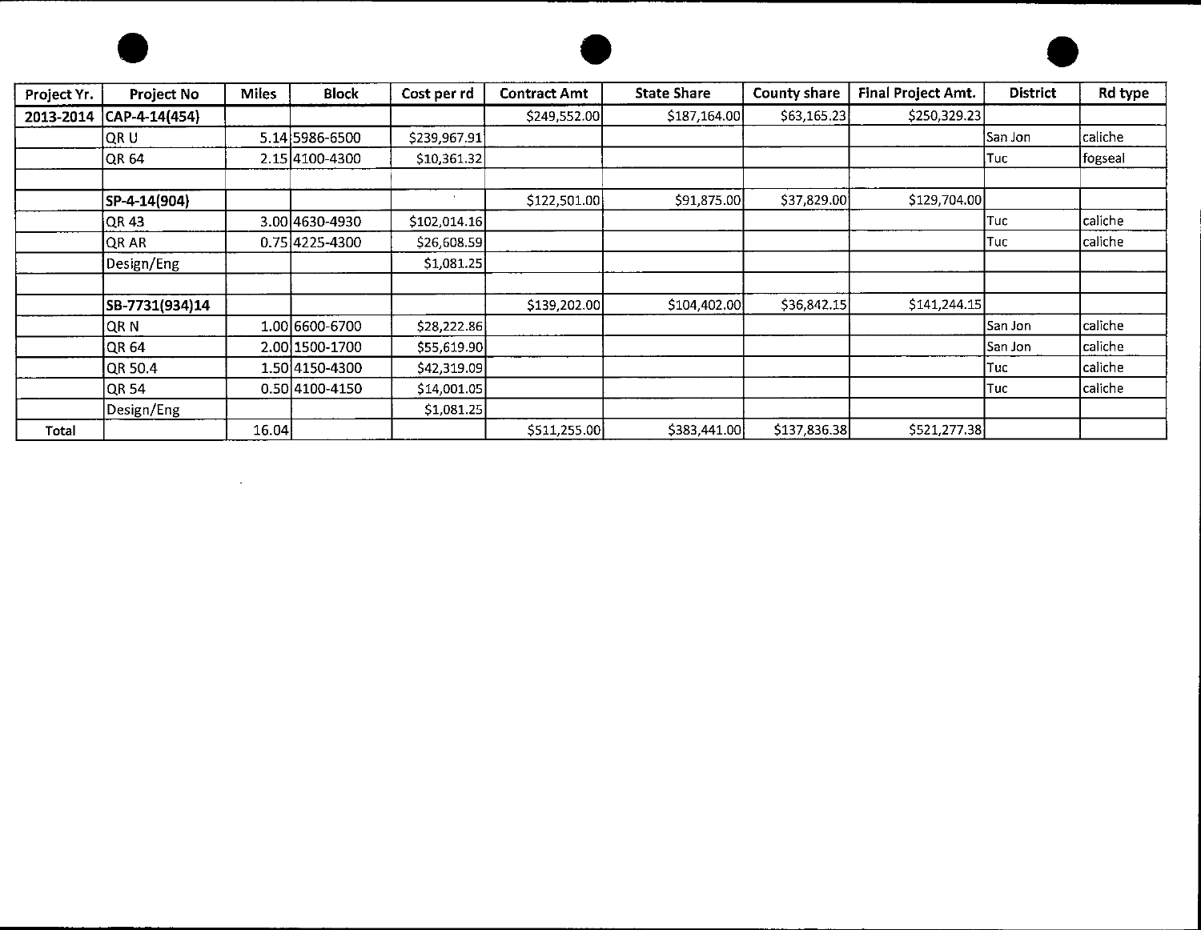| Project Yr. | Project No | Miles | Block | Cost per rd | Contract Amt | State Share | County share | Final Project Amt. | District | Rd type |
|---|---|---|---|---|---|---|---|---|---|---|
| 2013-2014 | CAP-4-14(454) | | | | $249,552.00 | $187,164.00 | $63,165.23 | $250,329.23 | | |
| | QR U | 5.14 | 5986-6500 | $239,967.91 | | | | | San Jon | caliche |
| | QR 64 | 2.15 | 4100-4300 | $10,361.32 | | | | | Tuc | fogseal |
| | | | | | | | | | | |
| | SP-4-14(904) | | | | $122,501.00 | $91,875.00 | $37,829.00 | $129,704.00 | | |
| | QR 43 | 3.00 | 4630-4930 | $102,014.16 | | | | | Tuc | caliche |
| | QR AR | 0.75 | 4225-4300 | $26,608.59 | | | | | Tuc | caliche |
| | Design/Eng | | | $1,081.25 | | | | | | |
| | | | | | | | | | | |
| | SB-7731(934)14 | | | | $139,202.00 | $104,402.00 | $36,842.15 | $141,244.15 | | |
| | QR N | 1.00 | 6600-6700 | $28,222.86 | | | | | San Jon | caliche |
| | QR 64 | 2.00 | 1500-1700 | $55,619.90 | | | | | San Jon | caliche |
| | QR 50.4 | 1.50 | 4150-4300 | $42,319.09 | | | | | Tuc | caliche |
| | QR 54 | 0.50 | 4100-4150 | $14,001.05 | | | | | Tuc | caliche |
| | Design/Eng | | | $1,081.25 | | | | | | |
| Total | | 16.04 | | | $511,255.00 | $383,441.00 | $137,836.38 | $521,277.38 | | |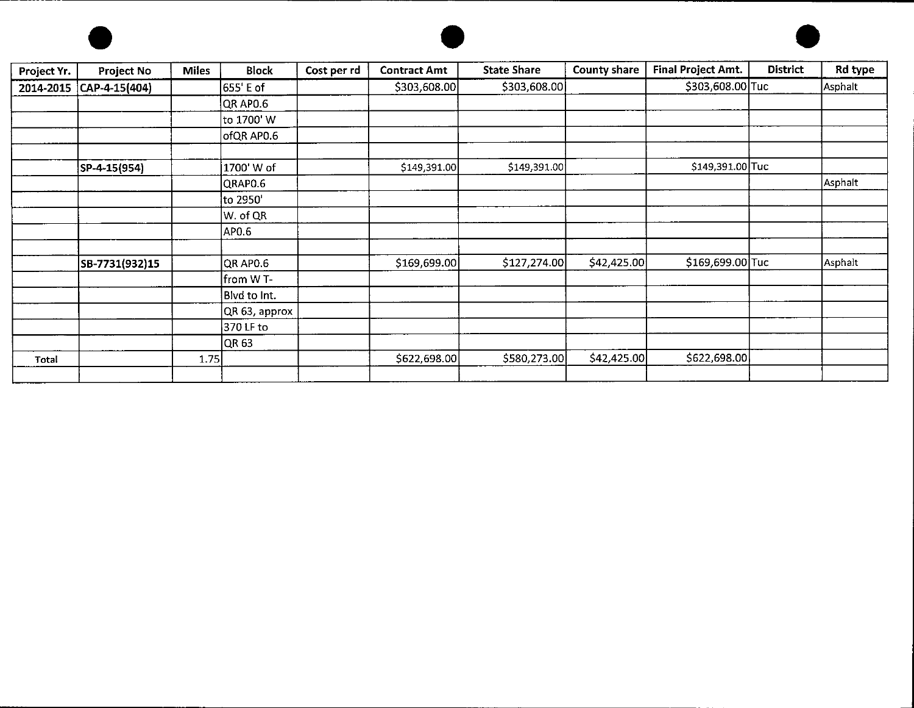| Project Yr. | Project No | Miles | Block | Cost per rd | Contract Amt | State Share | County share | Final Project Amt. | District | Rd type |
|---|---|---|---|---|---|---|---|---|---|---|
| 2014-2015 | CAP-4-15(404) | | 655' E of | | $303,608.00 | $303,608.00 | | $303,608.00 | Tuc | Asphalt |
| | | | QR AP0.6 | | | | | | | |
| | | | to 1700' W | | | | | | | |
| | | | ofQR AP0.6 | | | | | | | |
| | | | | | | | | | | |
| | SP-4-15(954) | | 1700' W of | | $149,391.00 | $149,391.00 | | $149,391.00 | Tuc | |
| | | | QRAP0.6 | | | | | | | Asphalt |
| | | | to 2950' | | | | | | | |
| | | | W. of QR | | | | | | | |
| | | | AP0.6 | | | | | | | |
| | | | | | | | | | | |
| | SB-7731(932)15 | | QR AP0.6 | | $169,699.00 | $127,274.00 | $42,425.00 | $169,699.00 | Tuc | Asphalt |
| | | | from W T- | | | | | | | |
| | | | Blvd to Int. | | | | | | | |
| | | | QR 63, approx | | | | | | | |
| | | | 370 LF to | | | | | | | |
| | | | QR 63 | | | | | | | |
| Total | | 1.75 | | | $622,698.00 | $580,273.00 | $42,425.00 | $622,698.00 | | |
| | | | | | | | | | | |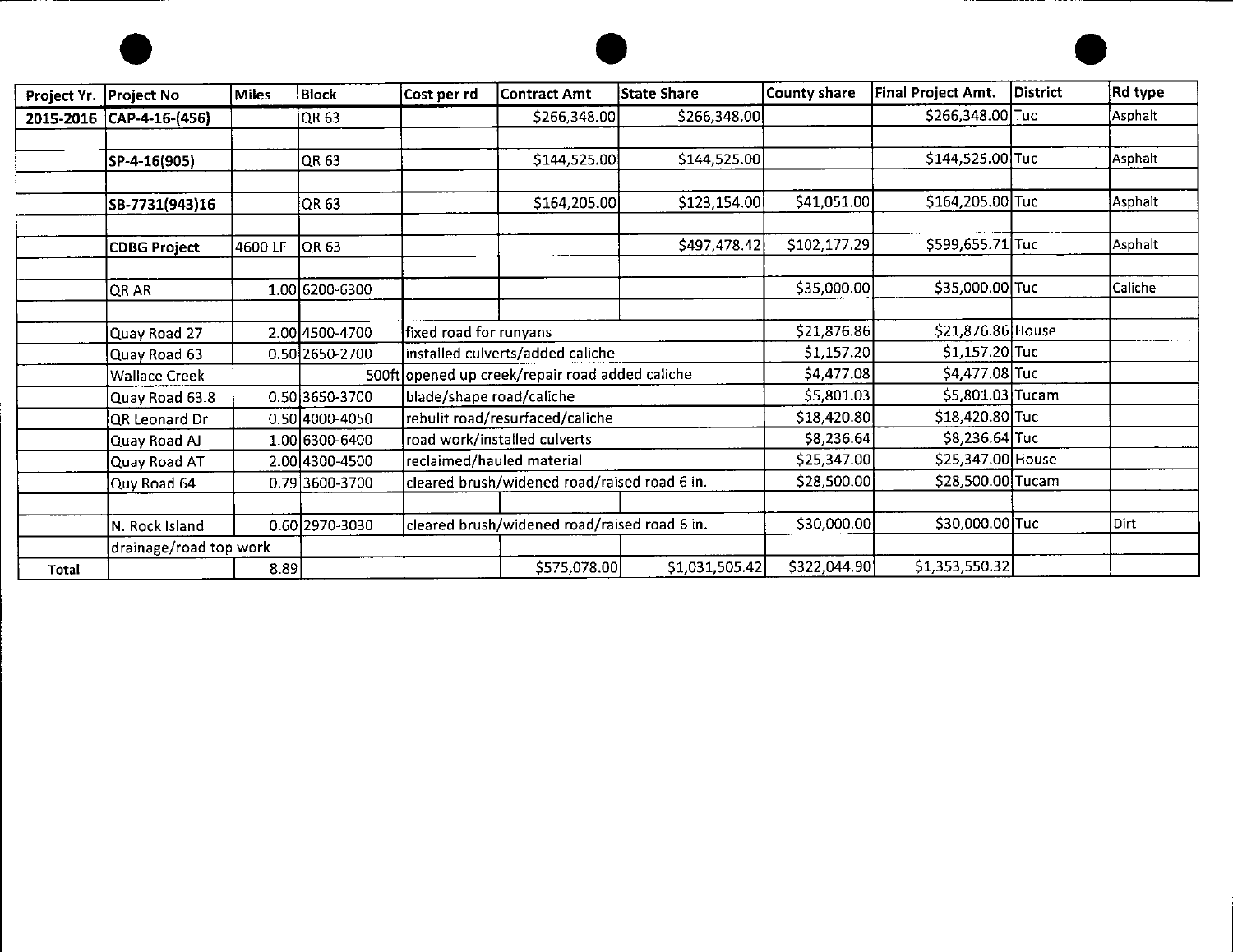| Project Yr. | Project No | Miles | Block | Cost per rd | Contract Amt | State Share | County share | Final Project Amt. | District | Rd type |
|---|---|---|---|---|---|---|---|---|---|---|
| 2015-2016 | CAP-4-16-(456) | | QR 63 | | $266,348.00 | $266,348.00 | | $266,348.00 | Tuc | Asphalt |
| | | | | | | | | | | |
| | SP-4-16(905) | | QR 63 | | $144,525.00 | $144,525.00 | | $144,525.00 | Tuc | Asphalt |
| | | | | | | | | | | |
| | SB-7731(943)16 | | QR 63 | | $164,205.00 | $123,154.00 | $41,051.00 | $164,205.00 | Tuc | Asphalt |
| | | | | | | | | | | |
| | CDBG Project | 4600 LF | QR 63 | | | $497,478.42 | $102,177.29 | $599,655.71 | Tuc | Asphalt |
| | | | | | | | | | | |
| | QR AR | 1.00 | 6200-6300 | | | | $35,000.00 | $35,000.00 | Tuc | Caliche |
| | | | | | | | | | | |
| | Quay Road 27 | 2.00 | 4500-4700 | fixed road for runyans | | | $21,876.86 | $21,876.86 | House | |
| | Quay Road 63 | 0.50 | 2650-2700 | installed culverts/added caliche | | | $1,157.20 | $1,157.20 | Tuc | |
| | Wallace Creek | | 500ft | opened up creek/repair road added caliche | | | $4,477.08 | $4,477.08 | Tuc | |
| | Quay Road 63.8 | 0.50 | 3650-3700 | blade/shape road/caliche | | | $5,801.03 | $5,801.03 | Tucam | |
| | QR Leonard Dr | 0.50 | 4000-4050 | rebulit road/resurfaced/caliche | | | $18,420.80 | $18,420.80 | Tuc | |
| | Quay Road AJ | 1.00 | 6300-6400 | road work/installed culverts | | | $8,236.64 | $8,236.64 | Tuc | |
| | Quay Road AT | 2.00 | 4300-4500 | reclaimed/hauled material | | | $25,347.00 | $25,347.00 | House | |
| | Quy Road 64 | 0.79 | 3600-3700 | cleared brush/widened road/raised road 6 in. | | | $28,500.00 | $28,500.00 | Tucam | |
| | | | | | | | | | | |
| | N. Rock Island | 0.60 | 2970-3030 | cleared brush/widened road/raised road 6 in. | | | $30,000.00 | $30,000.00 | Tuc | Dirt |
| | drainage/road top work | | | | | | | | | |
| Total | | 8.89 | | | $575,078.00 | $1,031,505.42 | $322,044.90 | $1,353,550.32 | | |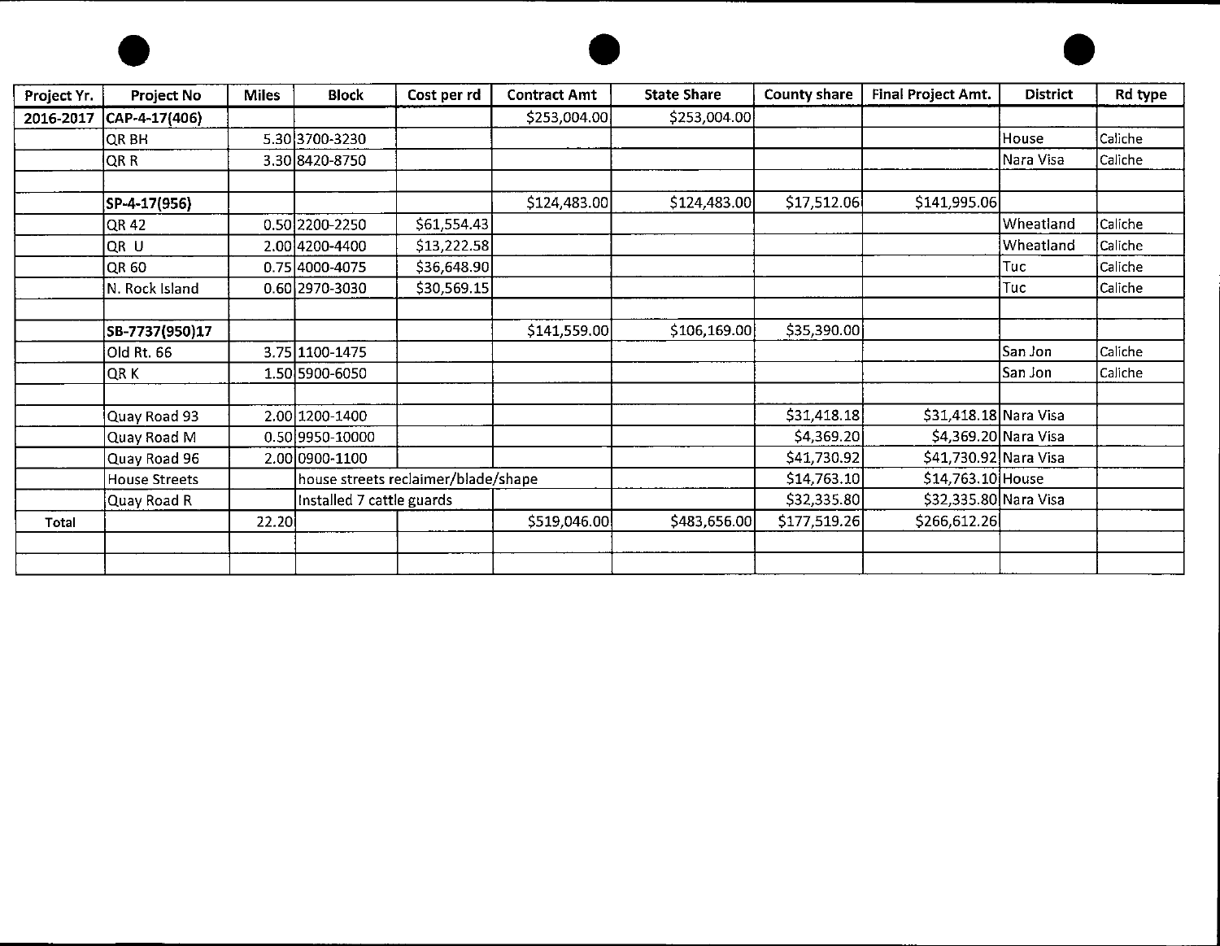| Project Yr. | Project No | Miles | Block | Cost per rd | Contract Amt | State Share | County share | Final Project Amt. | District | Rd type |
|---|---|---|---|---|---|---|---|---|---|---|
| 2016-2017 | **CAP-4-17(406)** | | | | $253,004.00 | $253,004.00 | | | | |
| | QR BH | 5.30 | 3700-3230 | | | | | | House | Caliche |
| | QR R | 3.30 | 8420-8750 | | | | | | Nara Visa | Caliche |
| | | | | | | | | | | |
| | **SP-4-17(956)** | | | | $124,483.00 | $124,483.00 | $17,512.06 | $141,995.06 | | |
| | QR 42 | 0.50 | 2200-2250 | $61,554.43 | | | | | Wheatland | Caliche |
| | QR U | 2.00 | 4200-4400 | $13,222.58 | | | | | Wheatland | Caliche |
| | QR 60 | 0.75 | 4000-4075 | $36,648.90 | | | | | Tuc | Caliche |
| | N. Rock Island | 0.60 | 2970-3030 | $30,569.15 | | | | | Tuc | Caliche |
| | | | | | | | | | | |
| | **SB-7737(950)17** | | | | $141,559.00 | $106,169.00 | $35,390.00 | | | |
| | Old Rt. 66 | 3.75 | 1100-1475 | | | | | | San Jon | Caliche |
| | QR K | 1.50 | 5900-6050 | | | | | | San Jon | Caliche |
| | | | | | | | | | | |
| | Quay Road 93 | 2.00 | 1200-1400 | | | | $31,418.18 | $31,418.18 | Nara Visa | |
| | Quay Road M | 0.50 | 9950-10000 | | | | $4,369.20 | $4,369.20 | Nara Visa | |
| | Quay Road 96 | 2.00 | 0900-1100 | | | | $41,730.92 | $41,730.92 | Nara Visa | |
| | House Streets | | house streets reclaimer/blade/shape | | | | $14,763.10 | $14,763.10 | House | |
| | Quay Road R | | Installed 7 cattle guards | | | | $32,335.80 | $32,335.80 | Nara Visa | |
| Total | | 22.20 | | | $519,046.00 | $483,656.00 | $177,519.26 | $266,612.26 | | |
| | | | | | | | | | | |
| | | | | | | | | | | |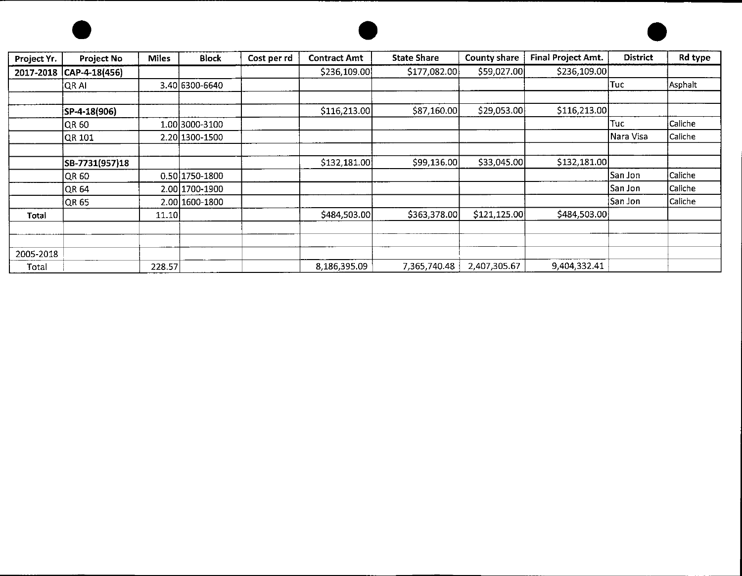| Project Yr. | Project No | Miles | Block | Cost per rd | Contract Amt | State Share | County share | Final Project Amt. | District | Rd type |
|---|---|---|---|---|---|---|---|---|---|---|
| **2017-2018** | **CAP-4-18(456)** | | | | $236,109.00 | $177,082.00 | $59,027.00 | $236,109.00 | | |
| | QR AI | 3.40 | 6300-6640 | | | | | | Tuc | Asphalt |
| | | | | | | | | | | |
| | **SP-4-18(906)** | | | | $116,213.00 | $87,160.00 | $29,053.00 | $116,213.00 | | |
| | QR 60 | 1.00 | 3000-3100 | | | | | | Tuc | Caliche |
| | QR 101 | 2.20 | 1300-1500 | | | | | | Nara Visa | Caliche |
| | | | | | | | | | | |
| | **SB-7731(957)18** | | | | $132,181.00 | $99,136.00 | $33,045.00 | $132,181.00 | | |
| | QR 60 | 0.50 | 1750-1800 | | | | | | San Jon | Caliche |
| | QR 64 | 2.00 | 1700-1900 | | | | | | San Jon | Caliche |
| | QR 65 | 2.00 | 1600-1800 | | | | | | San Jon | Caliche |
| **Total** | | 11.10 | | | $484,503.00 | $363,378.00 | $121,125.00 | $484,503.00 | | |
| | | | | | | | | | | |
| | | | | | | | | | | |
| 2005-2018 | | | | | | | | | | |
| Total | | 228.57 | | | 8,186,395.09 | 7,365,740.48 | 2,407,305.67 | 9,404,332.41 | | |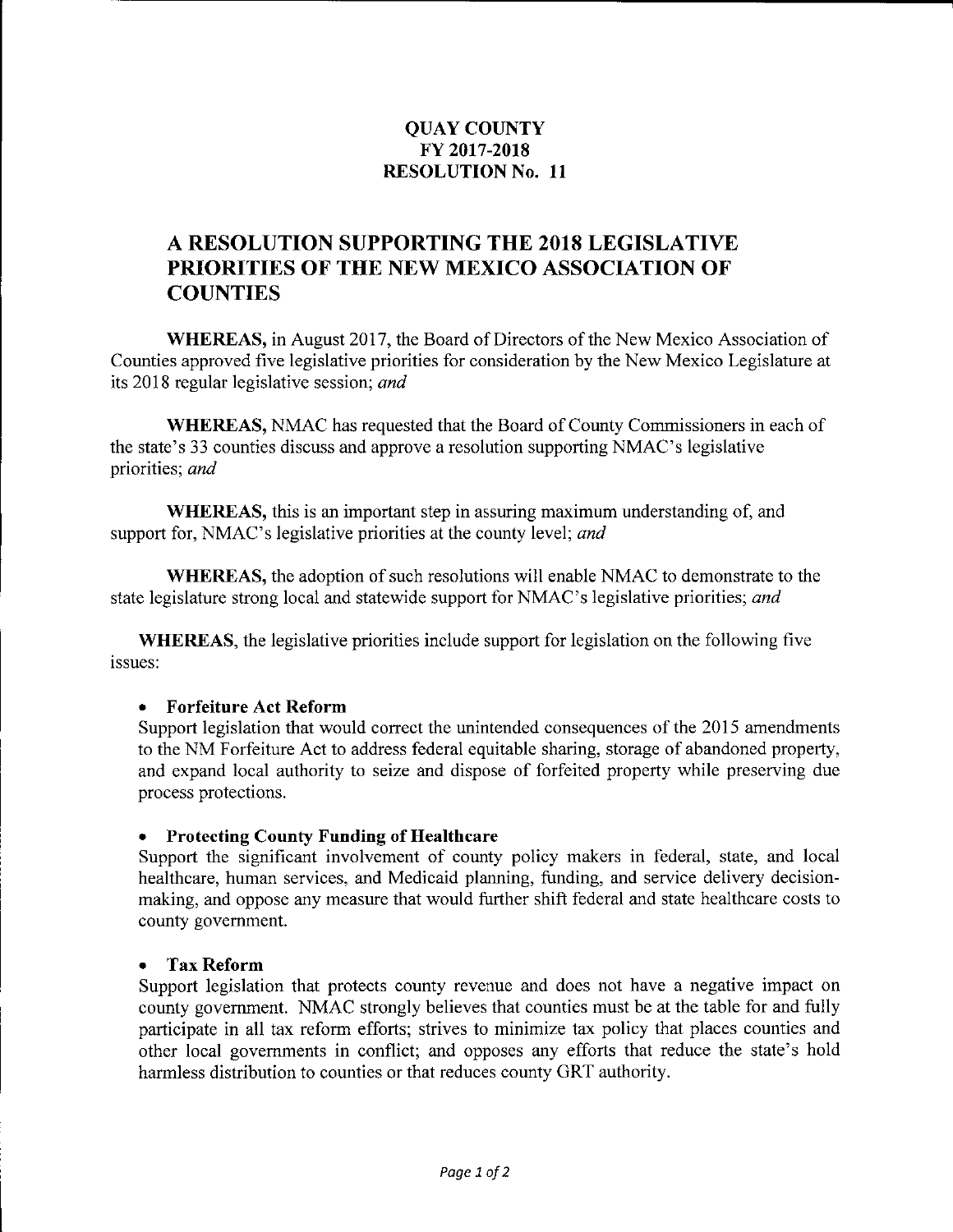**QUAY COUNTY**
**FY 2017-2018**
**RESOLUTION No. 11**

# A RESOLUTION SUPPORTING THE 2018 LEGISLATIVE PRIORITIES OF THE NEW MEXICO ASSOCIATION OF COUNTIES

**WHEREAS,** in August 2017, the Board of Directors of the New Mexico Association of Counties approved five legislative priorities for consideration by the New Mexico Legislature at its 2018 regular legislative session; *and*

**WHEREAS,** NMAC has requested that the Board of County Commissioners in each of the state's 33 counties discuss and approve a resolution supporting NMAC's legislative priorities; *and*

**WHEREAS,** this is an important step in assuring maximum understanding of, and support for, NMAC's legislative priorities at the county level; *and*

**WHEREAS,** the adoption of such resolutions will enable NMAC to demonstrate to the state legislature strong local and statewide support for NMAC's legislative priorities; *and*

**WHEREAS**, the legislative priorities include support for legislation on the following five issues:

- **Forfeiture Act Reform**
  Support legislation that would correct the unintended consequences of the 2015 amendments to the NM Forfeiture Act to address federal equitable sharing, storage of abandoned property, and expand local authority to seize and dispose of forfeited property while preserving due process protections.

- **Protecting County Funding of Healthcare**
  Support the significant involvement of county policy makers in federal, state, and local healthcare, human services, and Medicaid planning, funding, and service delivery decision-making, and oppose any measure that would further shift federal and state healthcare costs to county government.

- **Tax Reform**
  Support legislation that protects county revenue and does not have a negative impact on county government. NMAC strongly believes that counties must be at the table for and fully participate in all tax reform efforts; strives to minimize tax policy that places counties and other local governments in conflict; and opposes any efforts that reduce the state's hold harmless distribution to counties or that reduces county GRT authority.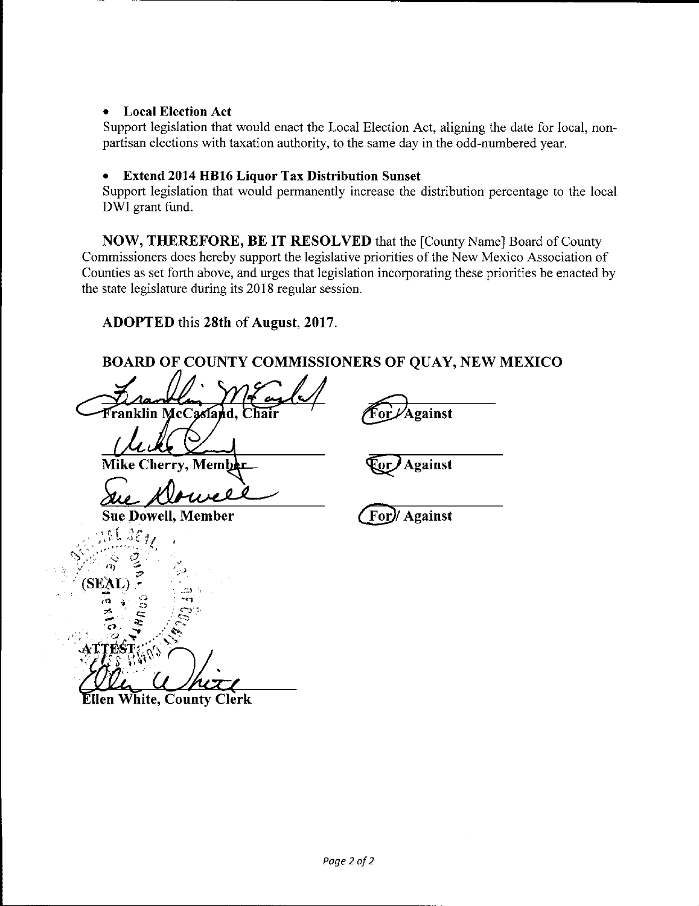- **Local Election Act**
  Support legislation that would enact the Local Election Act, aligning the date for local, non-partisan elections with taxation authority, to the same day in the odd-numbered year.

- **Extend 2014 HB16 Liquor Tax Distribution Sunset**
  Support legislation that would permanently increase the distribution percentage to the local DWI grant fund.

**NOW, THEREFORE, BE IT RESOLVED** that the [County Name] Board of County Commissioners does hereby support the legislative priorities of the New Mexico Association of Counties as set forth above, and urges that legislation incorporating these priorities be enacted by the state legislature during its 2018 regular session.

**ADOPTED** this **28th** of **August, 2017**.

**BOARD OF COUNTY COMMISSIONERS OF QUAY, NEW MEXICO**

| | |
|---|---|
| **Franklin McCasland, Chair** | **For / Against** |
| **Mike Cherry, Member** | **For / Against** |
| **Sue Dowell, Member** | **For / Against** |

(SEAL)

**ATTEST:**

**Ellen White, County Clerk**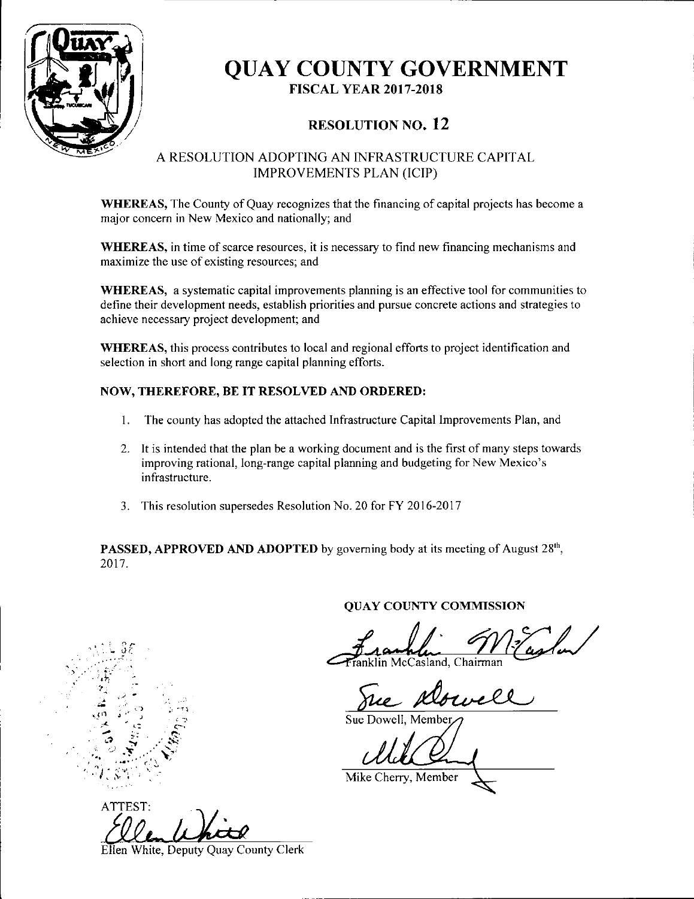# QUAY COUNTY GOVERNMENT

## FISCAL YEAR 2017-2018

## RESOLUTION NO. 12

### A RESOLUTION ADOPTING AN INFRASTRUCTURE CAPITAL IMPROVEMENTS PLAN (ICIP)

**WHEREAS,** The County of Quay recognizes that the financing of capital projects has become a major concern in New Mexico and nationally; and

**WHEREAS,** in time of scarce resources, it is necessary to find new financing mechanisms and maximize the use of existing resources; and

**WHEREAS,** a systematic capital improvements planning is an effective tool for communities to define their development needs, establish priorities and pursue concrete actions and strategies to achieve necessary project development; and

**WHEREAS,** this process contributes to local and regional efforts to project identification and selection in short and long range capital planning efforts.

**NOW, THEREFORE, BE IT RESOLVED AND ORDERED:**

1. The county has adopted the attached Infrastructure Capital Improvements Plan, and
2. It is intended that the plan be a working document and is the first of many steps towards improving rational, long-range capital planning and budgeting for New Mexico's infrastructure.
3. This resolution supersedes Resolution No. 20 for FY 2016-2017

**PASSED, APPROVED AND ADOPTED** by governing body at its meeting of August 28th, 2017.

**QUAY COUNTY COMMISSION**

Franklin McCasland, Chairman

Sue Dowell, Member

Mike Cherry, Member

ATTEST:

Ellen White, Deputy Quay County Clerk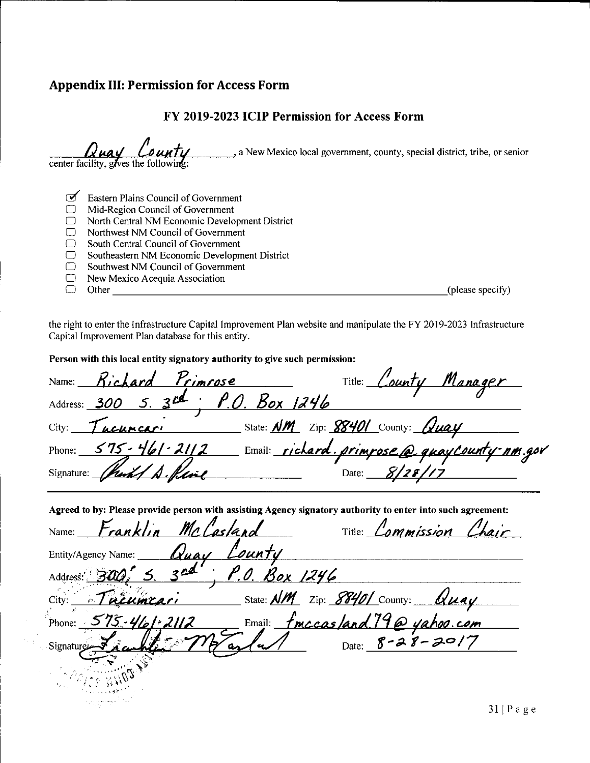## Appendix III: Permission for Access Form

### FY 2019-2023 ICIP Permission for Access Form

Quay County, a New Mexico local government, county, special district, tribe, or senior center facility, gives the following:

- [x] Eastern Plains Council of Government
- [ ] Mid-Region Council of Government
- [ ] North Central NM Economic Development District
- [ ] Northwest NM Council of Government
- [ ] South Central Council of Government
- [ ] Southeastern NM Economic Development District
- [ ] Southwest NM Council of Government
- [ ] New Mexico Acequia Association
- [ ] Other ______________________ (please specify)

the right to enter the Infrastructure Capital Improvement Plan website and manipulate the FY 2019-2023 Infrastructure Capital Improvement Plan database for this entity.

**Person with this local entity signatory authority to give such permission:**

Name: Richard Primrose  Title: County Manager

Address: 300 S. 3rd; P.O. Box 1246

City: Tucumcari  State: NM  Zip: 88401  County: Quay

Phone: 575-461-2112  Email: richard.primrose@quaycounty-nm.gov

Signature: [signature]  Date: 8/28/17

**Agreed to by: Please provide person with assisting Agency signatory authority to enter into such agreement:**

Name: Franklin McCasland  Title: Commission Chair

Entity/Agency Name: Quay County

Address: 300 S. 3rd; P.O. Box 1246

City: Tucumcari  State: NM  Zip: 88401  County: Quay

Phone: 575-461-2112  Email: fmccasland79@yahoo.com

Signature: [signature]  Date: 8-28-2017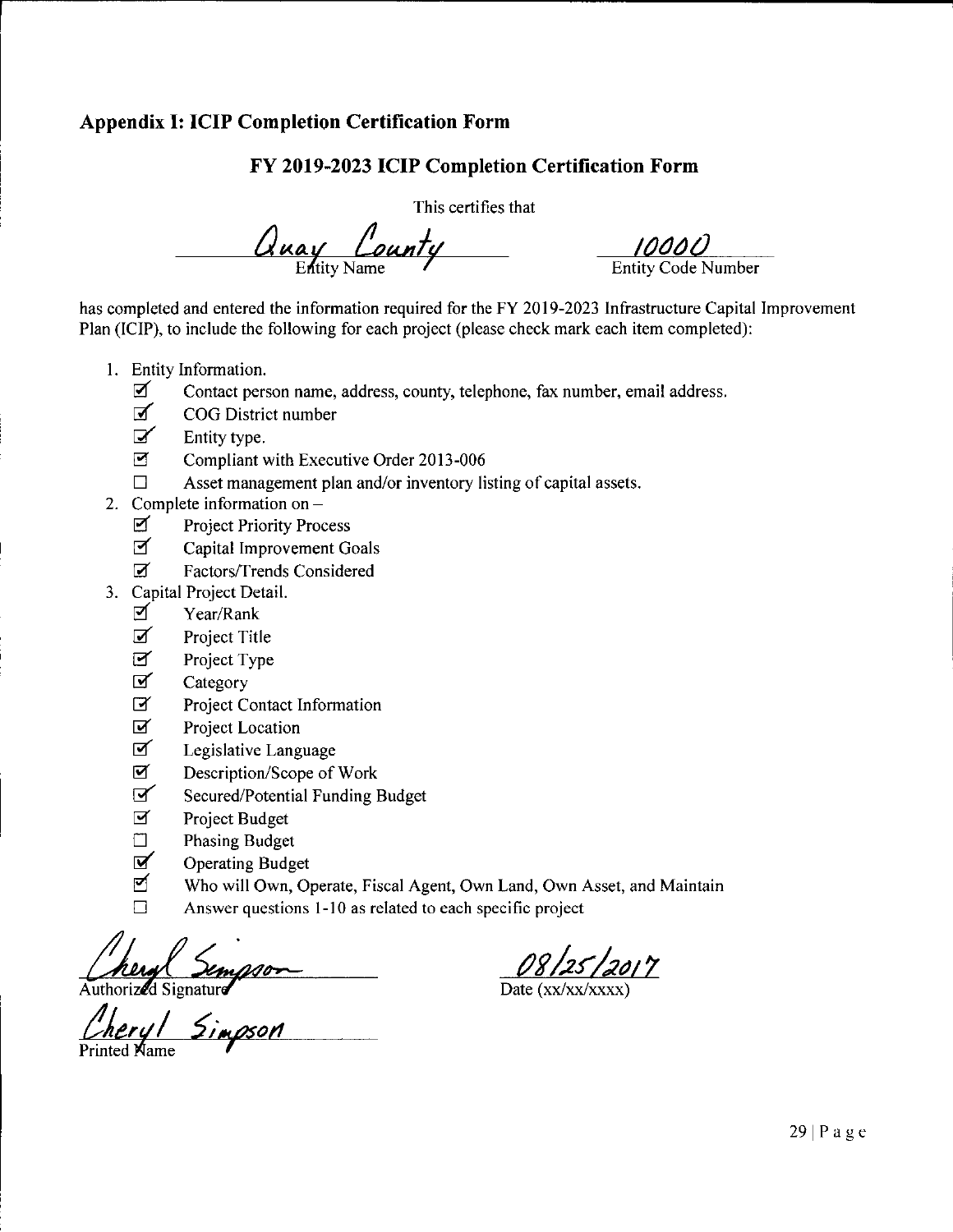## Appendix I: ICIP Completion Certification Form

### FY 2019-2023 ICIP Completion Certification Form

This certifies that

Quay County — Entity Name

10000 — Entity Code Number

has completed and entered the information required for the FY 2019-2023 Infrastructure Capital Improvement Plan (ICIP), to include the following for each project (please check mark each item completed):

1. Entity Information.
   - ☑ Contact person name, address, county, telephone, fax number, email address.
   - ☑ COG District number
   - ☑ Entity type.
   - ☑ Compliant with Executive Order 2013-006
   - ☐ Asset management plan and/or inventory listing of capital assets.
2. Complete information on –
   - ☑ Project Priority Process
   - ☑ Capital Improvement Goals
   - ☑ Factors/Trends Considered
3. Capital Project Detail.
   - ☑ Year/Rank
   - ☑ Project Title
   - ☑ Project Type
   - ☑ Category
   - ☑ Project Contact Information
   - ☑ Project Location
   - ☑ Legislative Language
   - ☑ Description/Scope of Work
   - ☑ Secured/Potential Funding Budget
   - ☑ Project Budget
   - ☐ Phasing Budget
   - ☑ Operating Budget
   - ☑ Who will Own, Operate, Fiscal Agent, Own Land, Own Asset, and Maintain
   - ☐ Answer questions 1-10 as related to each specific project

Cheryl Simpson — Authorized Signature

08/25/2017 — Date (xx/xx/xxxx)

Cheryl Simpson — Printed Name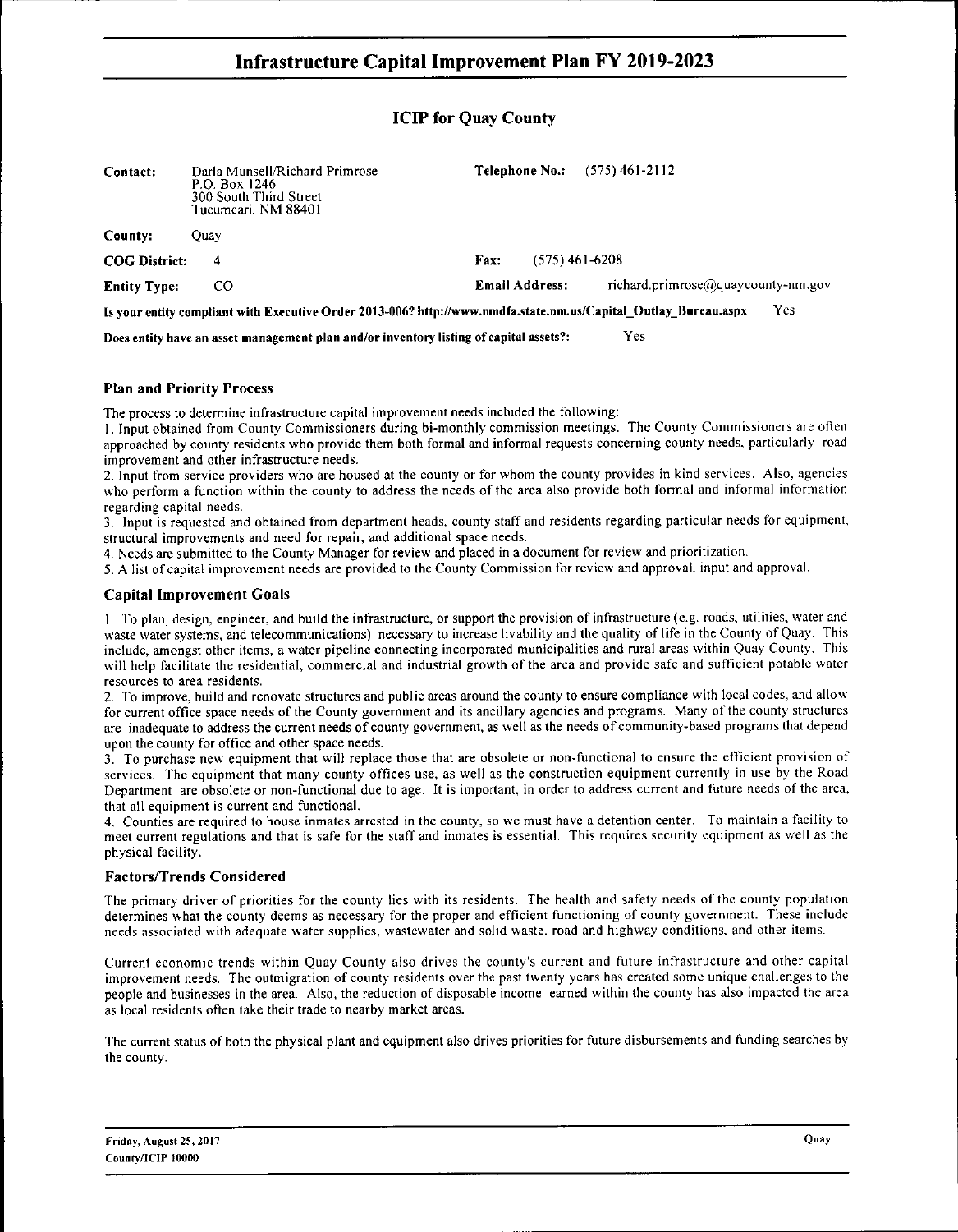# Infrastructure Capital Improvement Plan FY 2019-2023

## ICIP for Quay County

| | | | |
|---|---|---|---|
| **Contact:** | Darla Munsell/Richard Primrose<br>P.O. Box 1246<br>300 South Third Street<br>Tucumcari, NM 88401 | **Telephone No.:** | (575) 461-2112 |
| **County:** | Quay | | |
| **COG District:** | 4 | **Fax:** | (575) 461-6208 |
| **Entity Type:** | CO | **Email Address:** | richard.primrose@quaycounty-nm.gov |

**Is your entity compliant with Executive Order 2013-006? http://www.nmdfa.state.nm.us/Capital_Outlay_Bureau.aspx** Yes

**Does entity have an asset management plan and/or inventory listing of capital assets?:** Yes

### Plan and Priority Process

The process to determine infrastructure capital improvement needs included the following:

1. Input obtained from County Commissioners during bi-monthly commission meetings. The County Commissioners are often approached by county residents who provide them both formal and informal requests concerning county needs, particularly road improvement and other infrastructure needs.
2. Input from service providers who are housed at the county or for whom the county provides in kind services. Also, agencies who perform a function within the county to address the needs of the area also provide both formal and informal information regarding capital needs.
3. Input is requested and obtained from department heads, county staff and residents regarding particular needs for equipment, structural improvements and need for repair, and additional space needs.
4. Needs are submitted to the County Manager for review and placed in a document for review and prioritization.
5. A list of capital improvement needs are provided to the County Commission for review and approval, input and approval.

### Capital Improvement Goals

1. To plan, design, engineer, and build the infrastructure, or support the provision of infrastructure (e.g. roads, utilities, water and waste water systems, and telecommunications) necessary to increase livability and the quality of life in the County of Quay. This include, amongst other items, a water pipeline connecting incorporated municipalities and rural areas within Quay County. This will help facilitate the residential, commercial and industrial growth of the area and provide safe and sufficient potable water resources to area residents.
2. To improve, build and renovate structures and public areas around the county to ensure compliance with local codes, and allow for current office space needs of the County government and its ancillary agencies and programs. Many of the county structures are inadequate to address the current needs of county government, as well as the needs of community-based programs that depend upon the county for office and other space needs.
3. To purchase new equipment that will replace those that are obsolete or non-functional to ensure the efficient provision of services. The equipment that many county offices use, as well as the construction equipment currently in use by the Road Department are obsolete or non-functional due to age. It is important, in order to address current and future needs of the area, that all equipment is current and functional.
4. Counties are required to house inmates arrested in the county, so we must have a detention center. To maintain a facility to meet current regulations and that is safe for the staff and inmates is essential. This requires security equipment as well as the physical facility.

### Factors/Trends Considered

The primary driver of priorities for the county lies with its residents. The health and safety needs of the county population determines what the county deems as necessary for the proper and efficient functioning of county government. These include needs associated with adequate water supplies, wastewater and solid waste, road and highway conditions, and other items.

Current economic trends within Quay County also drives the county's current and future infrastructure and other capital improvement needs. The outmigration of county residents over the past twenty years has created some unique challenges to the people and businesses in the area. Also, the reduction of disposable income earned within the county has also impacted the area as local residents often take their trade to nearby market areas.

The current status of both the physical plant and equipment also drives priorities for future disbursements and funding searches by the county.